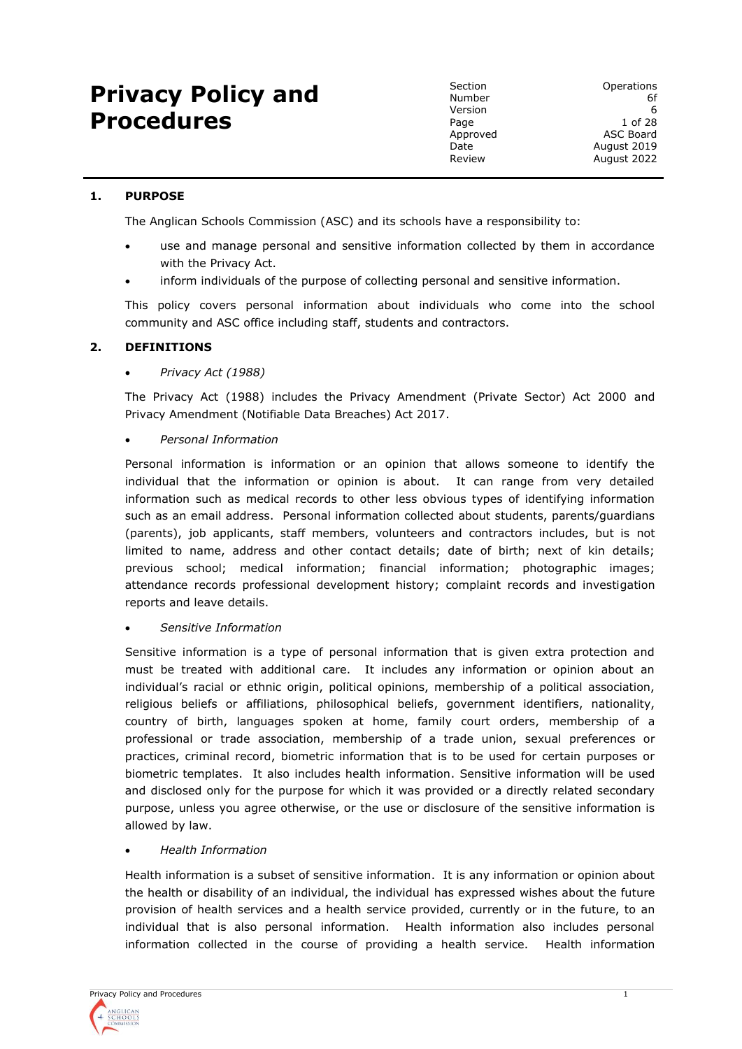# Privacy Policy and Procedures

| | |
|---|---|
| Section | Operations |
| Number | 6f |
| Version | 6 |
| Page | 1 of 28 |
| Approved | ASC Board |
| Date | August 2019 |
| Review | August 2022 |

## 1. PURPOSE

The Anglican Schools Commission (ASC) and its schools have a responsibility to:

- use and manage personal and sensitive information collected by them in accordance with the Privacy Act.
- inform individuals of the purpose of collecting personal and sensitive information.

This policy covers personal information about individuals who come into the school community and ASC office including staff, students and contractors.

## 2. DEFINITIONS

- *Privacy Act (1988)*

The Privacy Act (1988) includes the Privacy Amendment (Private Sector) Act 2000 and Privacy Amendment (Notifiable Data Breaches) Act 2017.

- *Personal Information*

Personal information is information or an opinion that allows someone to identify the individual that the information or opinion is about. It can range from very detailed information such as medical records to other less obvious types of identifying information such as an email address. Personal information collected about students, parents/guardians (parents), job applicants, staff members, volunteers and contractors includes, but is not limited to name, address and other contact details; date of birth; next of kin details; previous school; medical information; financial information; photographic images; attendance records professional development history; complaint records and investigation reports and leave details.

- *Sensitive Information*

Sensitive information is a type of personal information that is given extra protection and must be treated with additional care. It includes any information or opinion about an individual's racial or ethnic origin, political opinions, membership of a political association, religious beliefs or affiliations, philosophical beliefs, government identifiers, nationality, country of birth, languages spoken at home, family court orders, membership of a professional or trade association, membership of a trade union, sexual preferences or practices, criminal record, biometric information that is to be used for certain purposes or biometric templates. It also includes health information. Sensitive information will be used and disclosed only for the purpose for which it was provided or a directly related secondary purpose, unless you agree otherwise, or the use or disclosure of the sensitive information is allowed by law.

- *Health Information*

Health information is a subset of sensitive information. It is any information or opinion about the health or disability of an individual, the individual has expressed wishes about the future provision of health services and a health service provided, currently or in the future, to an individual that is also personal information. Health information also includes personal information collected in the course of providing a health service. Health information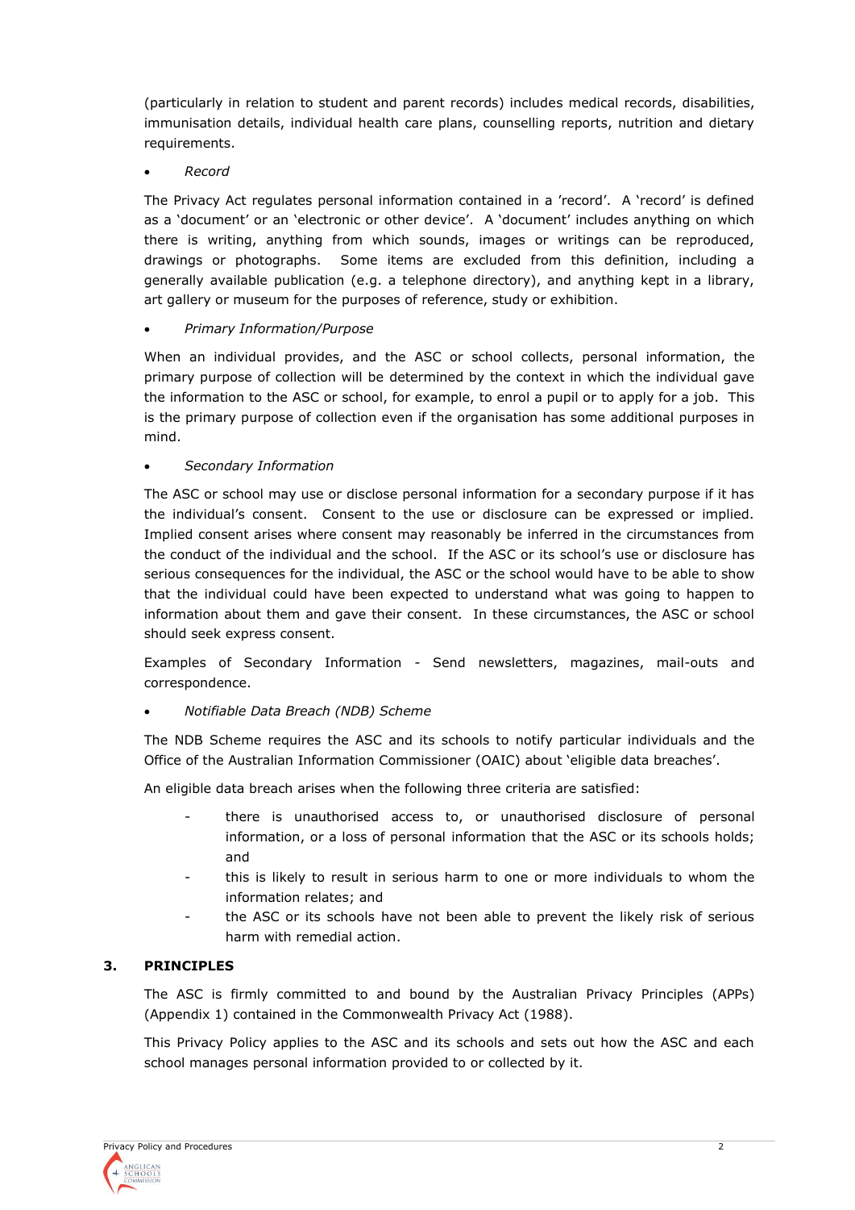(particularly in relation to student and parent records) includes medical records, disabilities, immunisation details, individual health care plans, counselling reports, nutrition and dietary requirements.

- *Record*

The Privacy Act regulates personal information contained in a 'record'. A 'record' is defined as a 'document' or an 'electronic or other device'. A 'document' includes anything on which there is writing, anything from which sounds, images or writings can be reproduced, drawings or photographs. Some items are excluded from this definition, including a generally available publication (e.g. a telephone directory), and anything kept in a library, art gallery or museum for the purposes of reference, study or exhibition.

- *Primary Information/Purpose*

When an individual provides, and the ASC or school collects, personal information, the primary purpose of collection will be determined by the context in which the individual gave the information to the ASC or school, for example, to enrol a pupil or to apply for a job. This is the primary purpose of collection even if the organisation has some additional purposes in mind.

- *Secondary Information*

The ASC or school may use or disclose personal information for a secondary purpose if it has the individual's consent. Consent to the use or disclosure can be expressed or implied. Implied consent arises where consent may reasonably be inferred in the circumstances from the conduct of the individual and the school. If the ASC or its school's use or disclosure has serious consequences for the individual, the ASC or the school would have to be able to show that the individual could have been expected to understand what was going to happen to information about them and gave their consent. In these circumstances, the ASC or school should seek express consent.

Examples of Secondary Information - Send newsletters, magazines, mail-outs and correspondence.

- *Notifiable Data Breach (NDB) Scheme*

The NDB Scheme requires the ASC and its schools to notify particular individuals and the Office of the Australian Information Commissioner (OAIC) about 'eligible data breaches'.

An eligible data breach arises when the following three criteria are satisfied:

- there is unauthorised access to, or unauthorised disclosure of personal information, or a loss of personal information that the ASC or its schools holds; and
- this is likely to result in serious harm to one or more individuals to whom the information relates; and
- the ASC or its schools have not been able to prevent the likely risk of serious harm with remedial action.

## 3. PRINCIPLES

The ASC is firmly committed to and bound by the Australian Privacy Principles (APPs) (Appendix 1) contained in the Commonwealth Privacy Act (1988).

This Privacy Policy applies to the ASC and its schools and sets out how the ASC and each school manages personal information provided to or collected by it.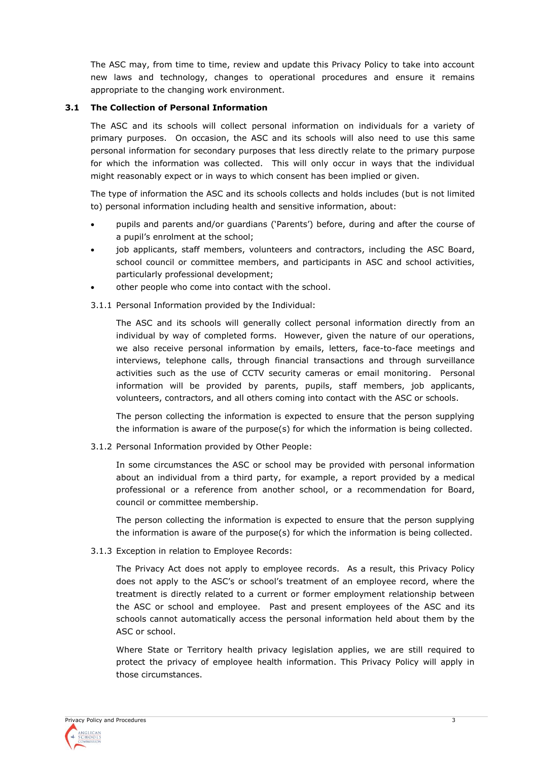The ASC may, from time to time, review and update this Privacy Policy to take into account new laws and technology, changes to operational procedures and ensure it remains appropriate to the changing work environment.

### 3.1 The Collection of Personal Information

The ASC and its schools will collect personal information on individuals for a variety of primary purposes. On occasion, the ASC and its schools will also need to use this same personal information for secondary purposes that less directly relate to the primary purpose for which the information was collected. This will only occur in ways that the individual might reasonably expect or in ways to which consent has been implied or given.

The type of information the ASC and its schools collects and holds includes (but is not limited to) personal information including health and sensitive information, about:

- pupils and parents and/or guardians ('Parents') before, during and after the course of a pupil's enrolment at the school;
- job applicants, staff members, volunteers and contractors, including the ASC Board, school council or committee members, and participants in ASC and school activities, particularly professional development;
- other people who come into contact with the school.

3.1.1 Personal Information provided by the Individual:

The ASC and its schools will generally collect personal information directly from an individual by way of completed forms. However, given the nature of our operations, we also receive personal information by emails, letters, face-to-face meetings and interviews, telephone calls, through financial transactions and through surveillance activities such as the use of CCTV security cameras or email monitoring. Personal information will be provided by parents, pupils, staff members, job applicants, volunteers, contractors, and all others coming into contact with the ASC or schools.

The person collecting the information is expected to ensure that the person supplying the information is aware of the purpose(s) for which the information is being collected.

3.1.2 Personal Information provided by Other People:

In some circumstances the ASC or school may be provided with personal information about an individual from a third party, for example, a report provided by a medical professional or a reference from another school, or a recommendation for Board, council or committee membership.

The person collecting the information is expected to ensure that the person supplying the information is aware of the purpose(s) for which the information is being collected.

3.1.3 Exception in relation to Employee Records:

The Privacy Act does not apply to employee records. As a result, this Privacy Policy does not apply to the ASC's or school's treatment of an employee record, where the treatment is directly related to a current or former employment relationship between the ASC or school and employee. Past and present employees of the ASC and its schools cannot automatically access the personal information held about them by the ASC or school.

Where State or Territory health privacy legislation applies, we are still required to protect the privacy of employee health information. This Privacy Policy will apply in those circumstances.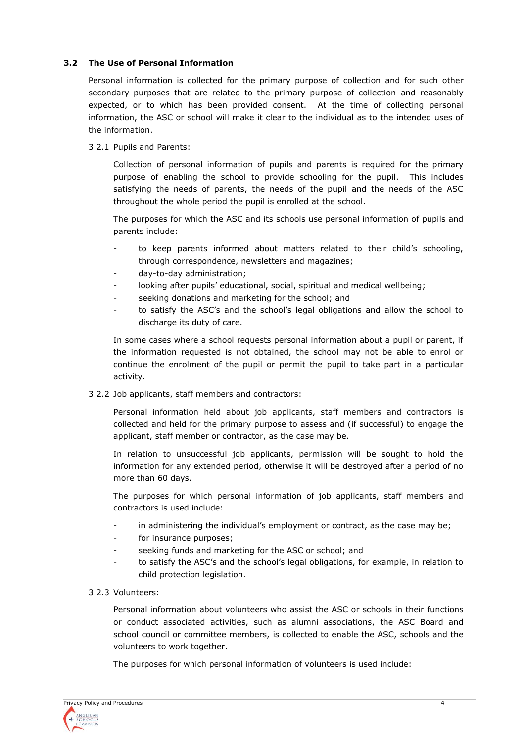### 3.2 The Use of Personal Information

Personal information is collected for the primary purpose of collection and for such other secondary purposes that are related to the primary purpose of collection and reasonably expected, or to which has been provided consent. At the time of collecting personal information, the ASC or school will make it clear to the individual as to the intended uses of the information.

3.2.1 Pupils and Parents:

Collection of personal information of pupils and parents is required for the primary purpose of enabling the school to provide schooling for the pupil. This includes satisfying the needs of parents, the needs of the pupil and the needs of the ASC throughout the whole period the pupil is enrolled at the school.

The purposes for which the ASC and its schools use personal information of pupils and parents include:

- to keep parents informed about matters related to their child's schooling, through correspondence, newsletters and magazines;
- day-to-day administration;
- looking after pupils' educational, social, spiritual and medical wellbeing;
- seeking donations and marketing for the school; and
- to satisfy the ASC's and the school's legal obligations and allow the school to discharge its duty of care.

In some cases where a school requests personal information about a pupil or parent, if the information requested is not obtained, the school may not be able to enrol or continue the enrolment of the pupil or permit the pupil to take part in a particular activity.

3.2.2 Job applicants, staff members and contractors:

Personal information held about job applicants, staff members and contractors is collected and held for the primary purpose to assess and (if successful) to engage the applicant, staff member or contractor, as the case may be.

In relation to unsuccessful job applicants, permission will be sought to hold the information for any extended period, otherwise it will be destroyed after a period of no more than 60 days.

The purposes for which personal information of job applicants, staff members and contractors is used include:

- in administering the individual's employment or contract, as the case may be;
- for insurance purposes;
- seeking funds and marketing for the ASC or school; and
- to satisfy the ASC's and the school's legal obligations, for example, in relation to child protection legislation.

3.2.3 Volunteers:

Personal information about volunteers who assist the ASC or schools in their functions or conduct associated activities, such as alumni associations, the ASC Board and school council or committee members, is collected to enable the ASC, schools and the volunteers to work together.

The purposes for which personal information of volunteers is used include: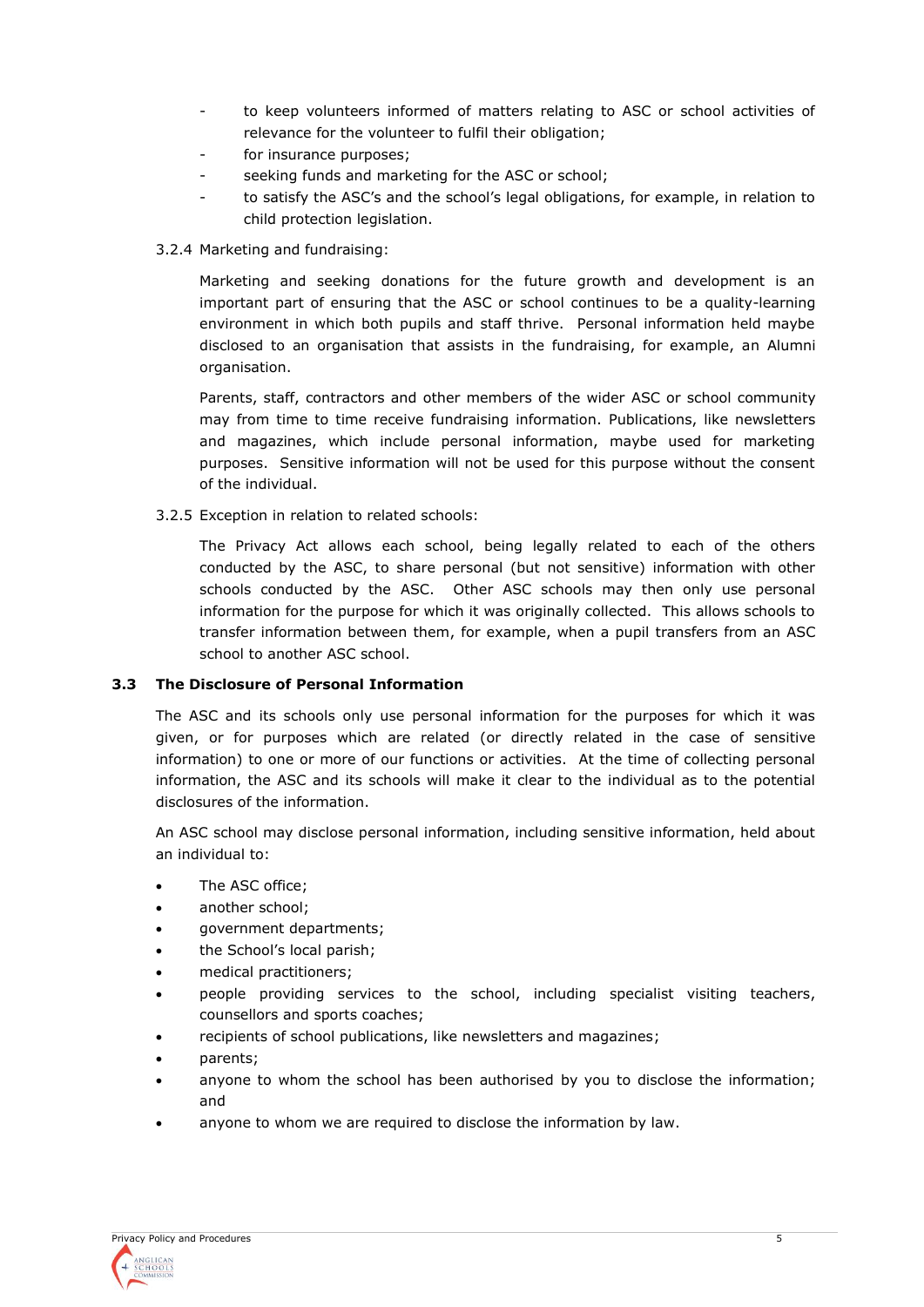- to keep volunteers informed of matters relating to ASC or school activities of relevance for the volunteer to fulfil their obligation;
- for insurance purposes;
- seeking funds and marketing for the ASC or school;
- to satisfy the ASC's and the school's legal obligations, for example, in relation to child protection legislation.

3.2.4 Marketing and fundraising:

Marketing and seeking donations for the future growth and development is an important part of ensuring that the ASC or school continues to be a quality-learning environment in which both pupils and staff thrive. Personal information held maybe disclosed to an organisation that assists in the fundraising, for example, an Alumni organisation.

Parents, staff, contractors and other members of the wider ASC or school community may from time to time receive fundraising information. Publications, like newsletters and magazines, which include personal information, maybe used for marketing purposes. Sensitive information will not be used for this purpose without the consent of the individual.

3.2.5 Exception in relation to related schools:

The Privacy Act allows each school, being legally related to each of the others conducted by the ASC, to share personal (but not sensitive) information with other schools conducted by the ASC. Other ASC schools may then only use personal information for the purpose for which it was originally collected. This allows schools to transfer information between them, for example, when a pupil transfers from an ASC school to another ASC school.

### 3.3 The Disclosure of Personal Information

The ASC and its schools only use personal information for the purposes for which it was given, or for purposes which are related (or directly related in the case of sensitive information) to one or more of our functions or activities. At the time of collecting personal information, the ASC and its schools will make it clear to the individual as to the potential disclosures of the information.

An ASC school may disclose personal information, including sensitive information, held about an individual to:

- The ASC office;
- another school;
- government departments;
- the School's local parish;
- medical practitioners;
- people providing services to the school, including specialist visiting teachers, counsellors and sports coaches;
- recipients of school publications, like newsletters and magazines;
- parents;
- anyone to whom the school has been authorised by you to disclose the information; and
- anyone to whom we are required to disclose the information by law.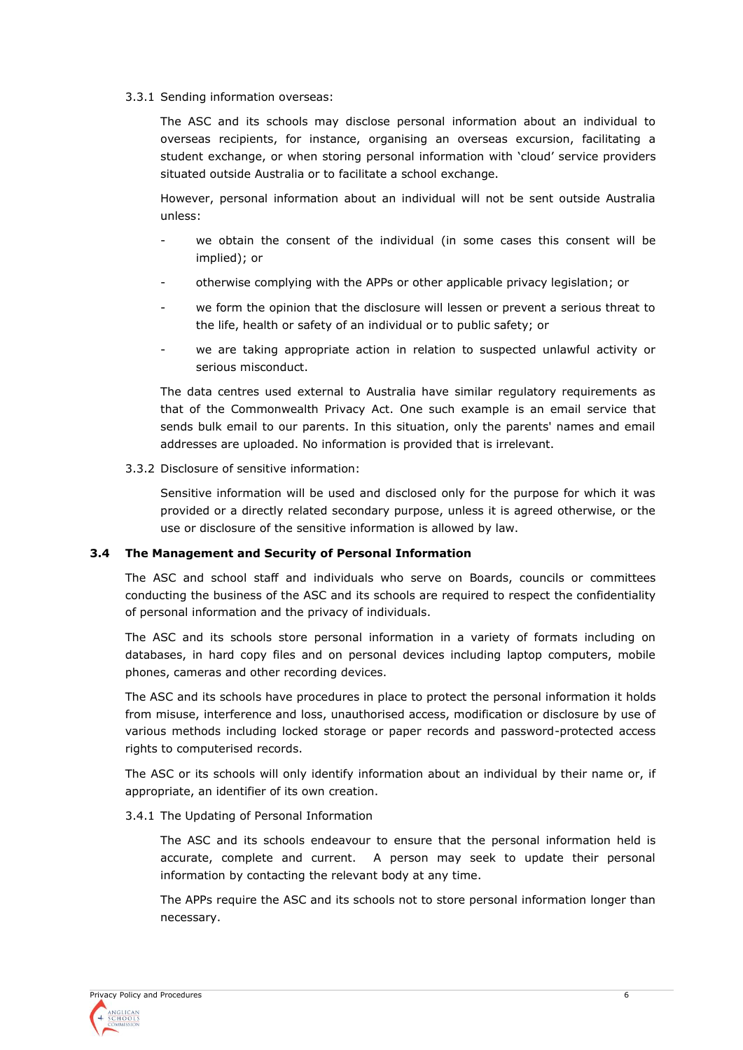3.3.1 Sending information overseas:

The ASC and its schools may disclose personal information about an individual to overseas recipients, for instance, organising an overseas excursion, facilitating a student exchange, or when storing personal information with 'cloud' service providers situated outside Australia or to facilitate a school exchange.

However, personal information about an individual will not be sent outside Australia unless:

- we obtain the consent of the individual (in some cases this consent will be implied); or
- otherwise complying with the APPs or other applicable privacy legislation; or
- we form the opinion that the disclosure will lessen or prevent a serious threat to the life, health or safety of an individual or to public safety; or
- we are taking appropriate action in relation to suspected unlawful activity or serious misconduct.

The data centres used external to Australia have similar regulatory requirements as that of the Commonwealth Privacy Act. One such example is an email service that sends bulk email to our parents. In this situation, only the parents' names and email addresses are uploaded. No information is provided that is irrelevant.

3.3.2 Disclosure of sensitive information:

Sensitive information will be used and disclosed only for the purpose for which it was provided or a directly related secondary purpose, unless it is agreed otherwise, or the use or disclosure of the sensitive information is allowed by law.

### 3.4 The Management and Security of Personal Information

The ASC and school staff and individuals who serve on Boards, councils or committees conducting the business of the ASC and its schools are required to respect the confidentiality of personal information and the privacy of individuals.

The ASC and its schools store personal information in a variety of formats including on databases, in hard copy files and on personal devices including laptop computers, mobile phones, cameras and other recording devices.

The ASC and its schools have procedures in place to protect the personal information it holds from misuse, interference and loss, unauthorised access, modification or disclosure by use of various methods including locked storage or paper records and password-protected access rights to computerised records.

The ASC or its schools will only identify information about an individual by their name or, if appropriate, an identifier of its own creation.

3.4.1 The Updating of Personal Information

The ASC and its schools endeavour to ensure that the personal information held is accurate, complete and current. A person may seek to update their personal information by contacting the relevant body at any time.

The APPs require the ASC and its schools not to store personal information longer than necessary.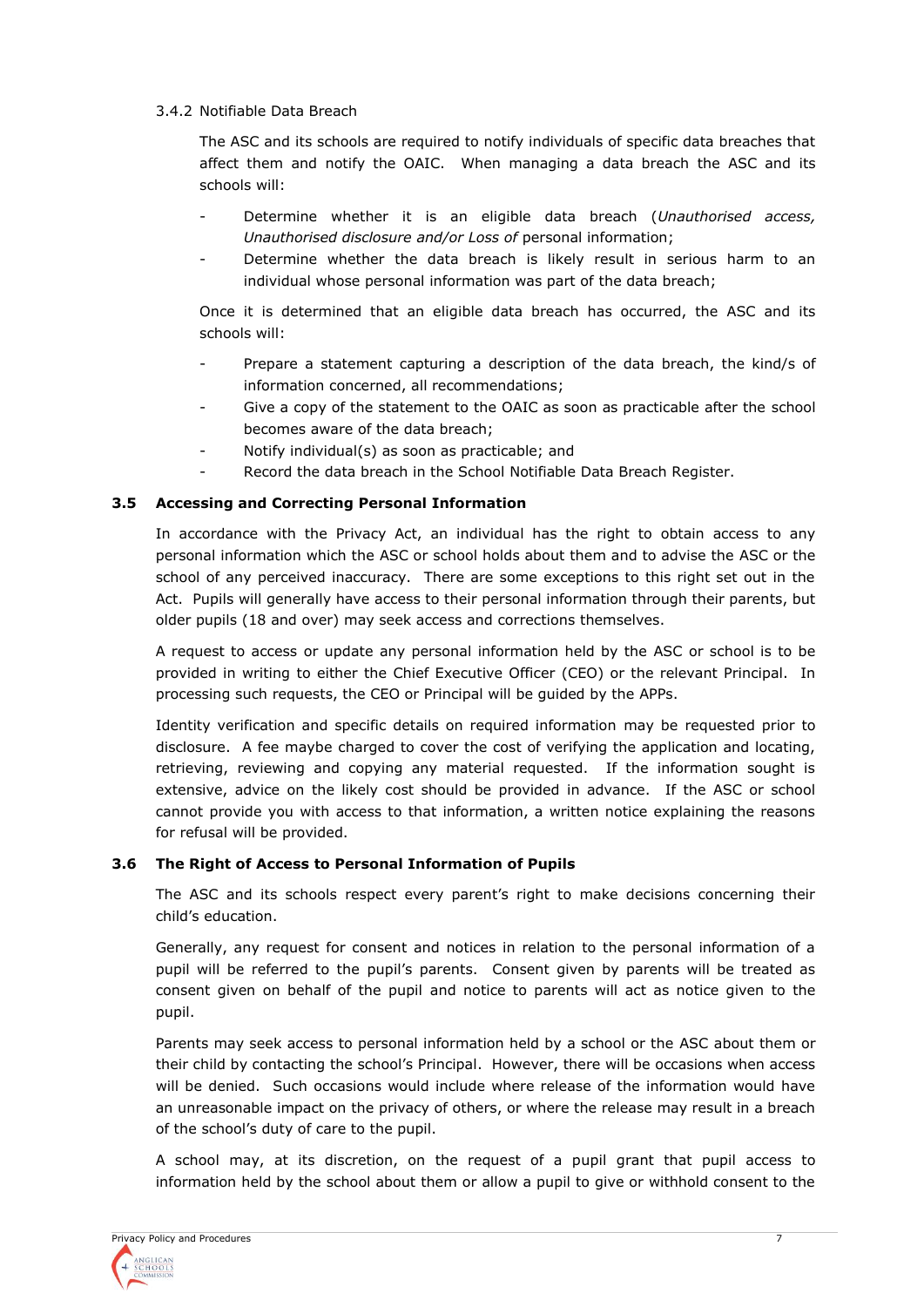#### 3.4.2 Notifiable Data Breach

The ASC and its schools are required to notify individuals of specific data breaches that affect them and notify the OAIC. When managing a data breach the ASC and its schools will:

- Determine whether it is an eligible data breach (*Unauthorised access, Unauthorised disclosure and/or Loss of* personal information;
- Determine whether the data breach is likely result in serious harm to an individual whose personal information was part of the data breach;

Once it is determined that an eligible data breach has occurred, the ASC and its schools will:

- Prepare a statement capturing a description of the data breach, the kind/s of information concerned, all recommendations;
- Give a copy of the statement to the OAIC as soon as practicable after the school becomes aware of the data breach;
- Notify individual(s) as soon as practicable; and
- Record the data breach in the School Notifiable Data Breach Register.

### 3.5 Accessing and Correcting Personal Information

In accordance with the Privacy Act, an individual has the right to obtain access to any personal information which the ASC or school holds about them and to advise the ASC or the school of any perceived inaccuracy. There are some exceptions to this right set out in the Act. Pupils will generally have access to their personal information through their parents, but older pupils (18 and over) may seek access and corrections themselves.

A request to access or update any personal information held by the ASC or school is to be provided in writing to either the Chief Executive Officer (CEO) or the relevant Principal. In processing such requests, the CEO or Principal will be guided by the APPs.

Identity verification and specific details on required information may be requested prior to disclosure. A fee maybe charged to cover the cost of verifying the application and locating, retrieving, reviewing and copying any material requested. If the information sought is extensive, advice on the likely cost should be provided in advance. If the ASC or school cannot provide you with access to that information, a written notice explaining the reasons for refusal will be provided.

### 3.6 The Right of Access to Personal Information of Pupils

The ASC and its schools respect every parent's right to make decisions concerning their child's education.

Generally, any request for consent and notices in relation to the personal information of a pupil will be referred to the pupil's parents. Consent given by parents will be treated as consent given on behalf of the pupil and notice to parents will act as notice given to the pupil.

Parents may seek access to personal information held by a school or the ASC about them or their child by contacting the school's Principal. However, there will be occasions when access will be denied. Such occasions would include where release of the information would have an unreasonable impact on the privacy of others, or where the release may result in a breach of the school's duty of care to the pupil.

A school may, at its discretion, on the request of a pupil grant that pupil access to information held by the school about them or allow a pupil to give or withhold consent to the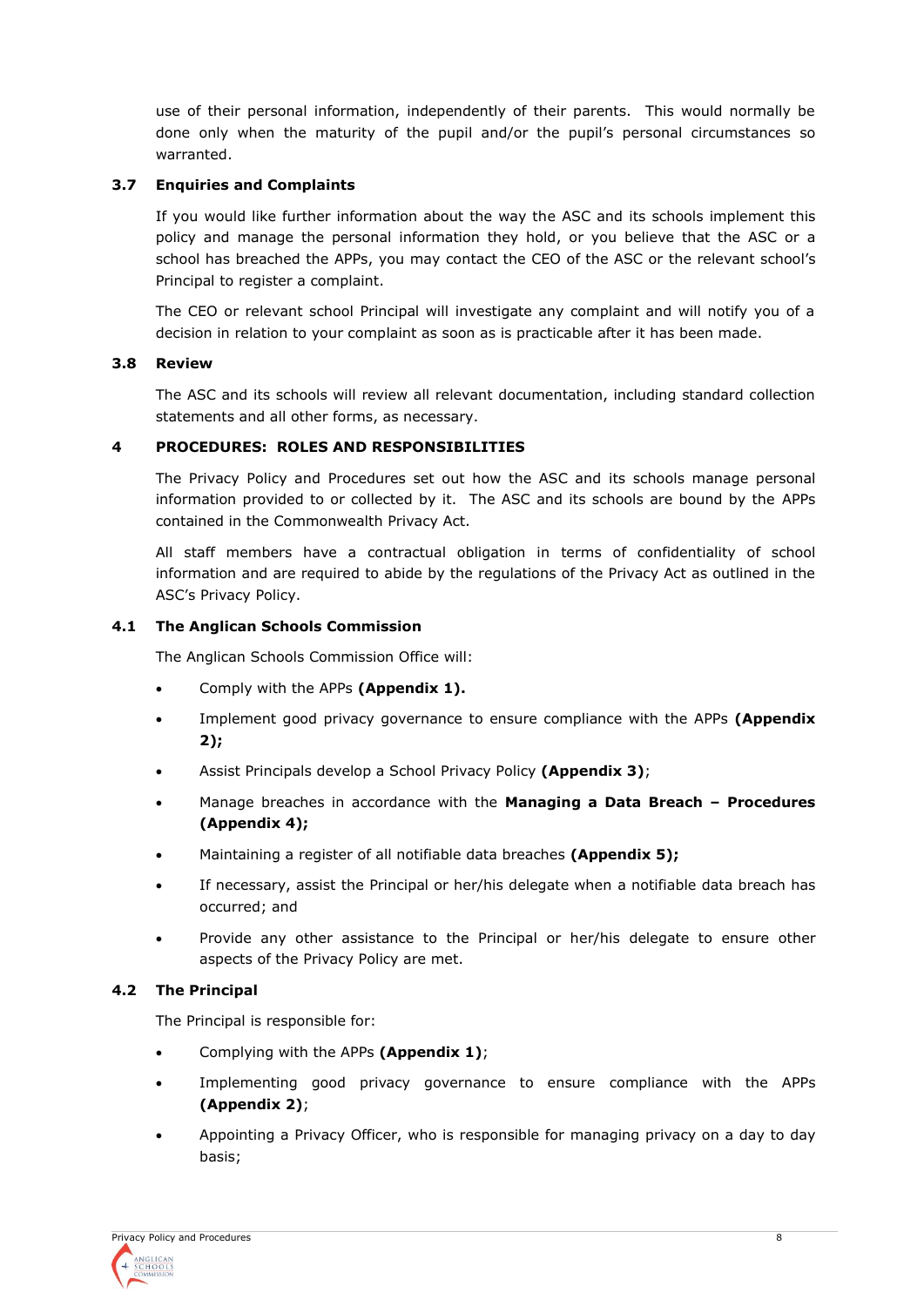use of their personal information, independently of their parents. This would normally be done only when the maturity of the pupil and/or the pupil's personal circumstances so warranted.

### 3.7 Enquiries and Complaints

If you would like further information about the way the ASC and its schools implement this policy and manage the personal information they hold, or you believe that the ASC or a school has breached the APPs, you may contact the CEO of the ASC or the relevant school's Principal to register a complaint.

The CEO or relevant school Principal will investigate any complaint and will notify you of a decision in relation to your complaint as soon as is practicable after it has been made.

### 3.8 Review

The ASC and its schools will review all relevant documentation, including standard collection statements and all other forms, as necessary.

## 4 PROCEDURES: ROLES AND RESPONSIBILITIES

The Privacy Policy and Procedures set out how the ASC and its schools manage personal information provided to or collected by it. The ASC and its schools are bound by the APPs contained in the Commonwealth Privacy Act.

All staff members have a contractual obligation in terms of confidentiality of school information and are required to abide by the regulations of the Privacy Act as outlined in the ASC's Privacy Policy.

### 4.1 The Anglican Schools Commission

The Anglican Schools Commission Office will:

- Comply with the APPs **(Appendix 1).**
- Implement good privacy governance to ensure compliance with the APPs **(Appendix 2);**
- Assist Principals develop a School Privacy Policy **(Appendix 3)**;
- Manage breaches in accordance with the **Managing a Data Breach – Procedures (Appendix 4);**
- Maintaining a register of all notifiable data breaches **(Appendix 5);**
- If necessary, assist the Principal or her/his delegate when a notifiable data breach has occurred; and
- Provide any other assistance to the Principal or her/his delegate to ensure other aspects of the Privacy Policy are met.

### 4.2 The Principal

The Principal is responsible for:

- Complying with the APPs **(Appendix 1)**;
- Implementing good privacy governance to ensure compliance with the APPs **(Appendix 2)**;
- Appointing a Privacy Officer, who is responsible for managing privacy on a day to day basis;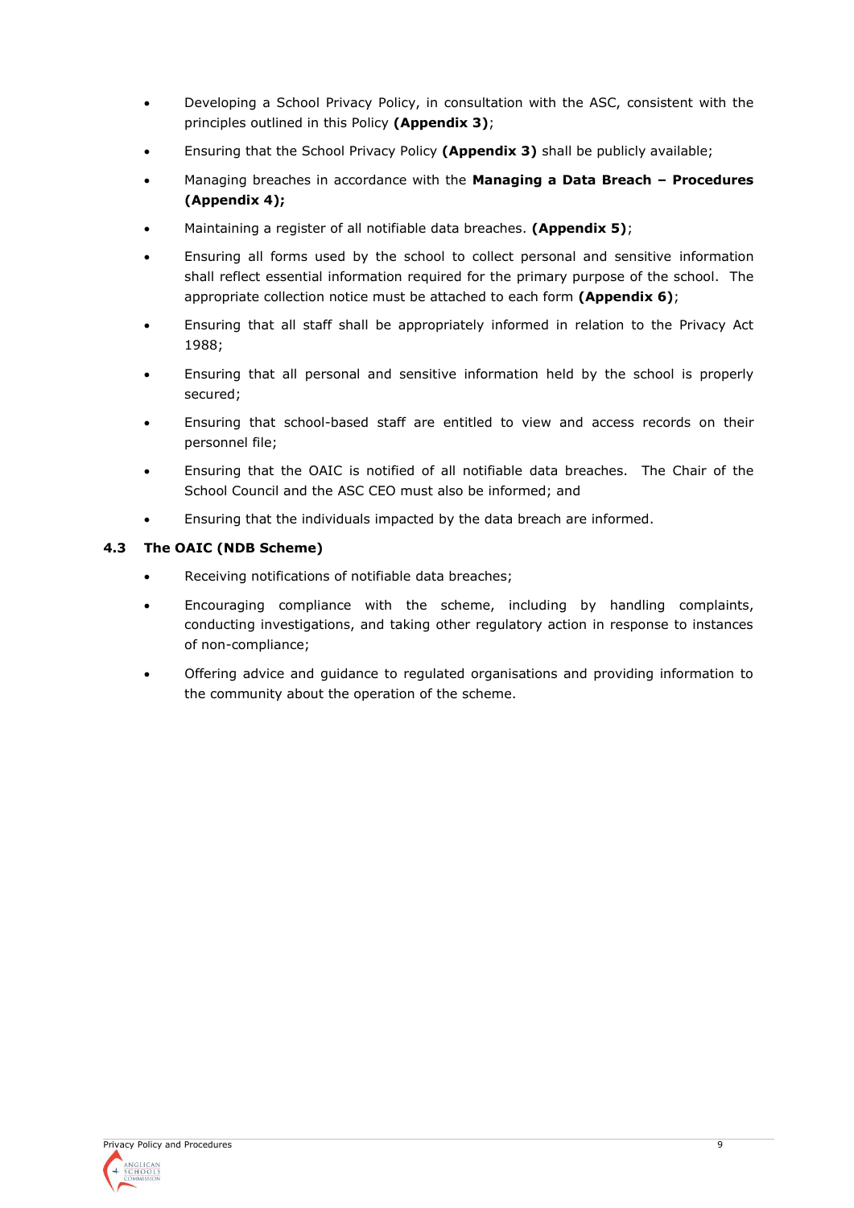- Developing a School Privacy Policy, in consultation with the ASC, consistent with the principles outlined in this Policy **(Appendix 3)**;
- Ensuring that the School Privacy Policy **(Appendix 3)** shall be publicly available;
- Managing breaches in accordance with the **Managing a Data Breach – Procedures (Appendix 4);**
- Maintaining a register of all notifiable data breaches. **(Appendix 5)**;
- Ensuring all forms used by the school to collect personal and sensitive information shall reflect essential information required for the primary purpose of the school. The appropriate collection notice must be attached to each form **(Appendix 6)**;
- Ensuring that all staff shall be appropriately informed in relation to the Privacy Act 1988;
- Ensuring that all personal and sensitive information held by the school is properly secured;
- Ensuring that school-based staff are entitled to view and access records on their personnel file;
- Ensuring that the OAIC is notified of all notifiable data breaches. The Chair of the School Council and the ASC CEO must also be informed; and
- Ensuring that the individuals impacted by the data breach are informed.

### 4.3 The OAIC (NDB Scheme)

- Receiving notifications of notifiable data breaches;
- Encouraging compliance with the scheme, including by handling complaints, conducting investigations, and taking other regulatory action in response to instances of non-compliance;
- Offering advice and guidance to regulated organisations and providing information to the community about the operation of the scheme.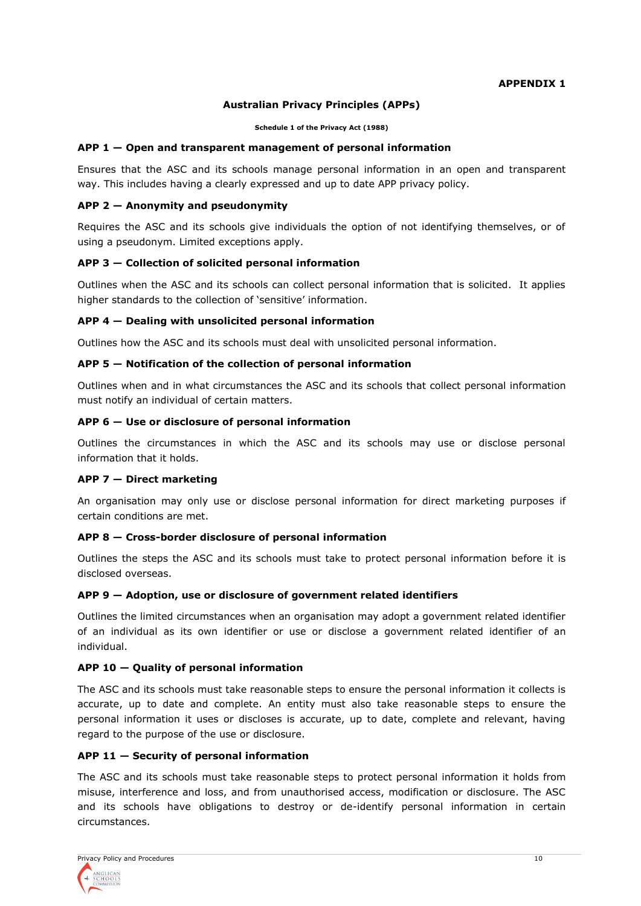**APPENDIX 1**

## Australian Privacy Principles (APPs)

**Schedule 1 of the Privacy Act (1988)**

### APP 1 — Open and transparent management of personal information

Ensures that the ASC and its schools manage personal information in an open and transparent way. This includes having a clearly expressed and up to date APP privacy policy.

### APP 2 — Anonymity and pseudonymity

Requires the ASC and its schools give individuals the option of not identifying themselves, or of using a pseudonym. Limited exceptions apply.

### APP 3 — Collection of solicited personal information

Outlines when the ASC and its schools can collect personal information that is solicited. It applies higher standards to the collection of 'sensitive' information.

### APP 4 — Dealing with unsolicited personal information

Outlines how the ASC and its schools must deal with unsolicited personal information.

### APP 5 — Notification of the collection of personal information

Outlines when and in what circumstances the ASC and its schools that collect personal information must notify an individual of certain matters.

### APP 6 — Use or disclosure of personal information

Outlines the circumstances in which the ASC and its schools may use or disclose personal information that it holds.

### APP 7 — Direct marketing

An organisation may only use or disclose personal information for direct marketing purposes if certain conditions are met.

### APP 8 — Cross-border disclosure of personal information

Outlines the steps the ASC and its schools must take to protect personal information before it is disclosed overseas.

### APP 9 — Adoption, use or disclosure of government related identifiers

Outlines the limited circumstances when an organisation may adopt a government related identifier of an individual as its own identifier or use or disclose a government related identifier of an individual.

### APP 10 — Quality of personal information

The ASC and its schools must take reasonable steps to ensure the personal information it collects is accurate, up to date and complete. An entity must also take reasonable steps to ensure the personal information it uses or discloses is accurate, up to date, complete and relevant, having regard to the purpose of the use or disclosure.

### APP 11 — Security of personal information

The ASC and its schools must take reasonable steps to protect personal information it holds from misuse, interference and loss, and from unauthorised access, modification or disclosure. The ASC and its schools have obligations to destroy or de-identify personal information in certain circumstances.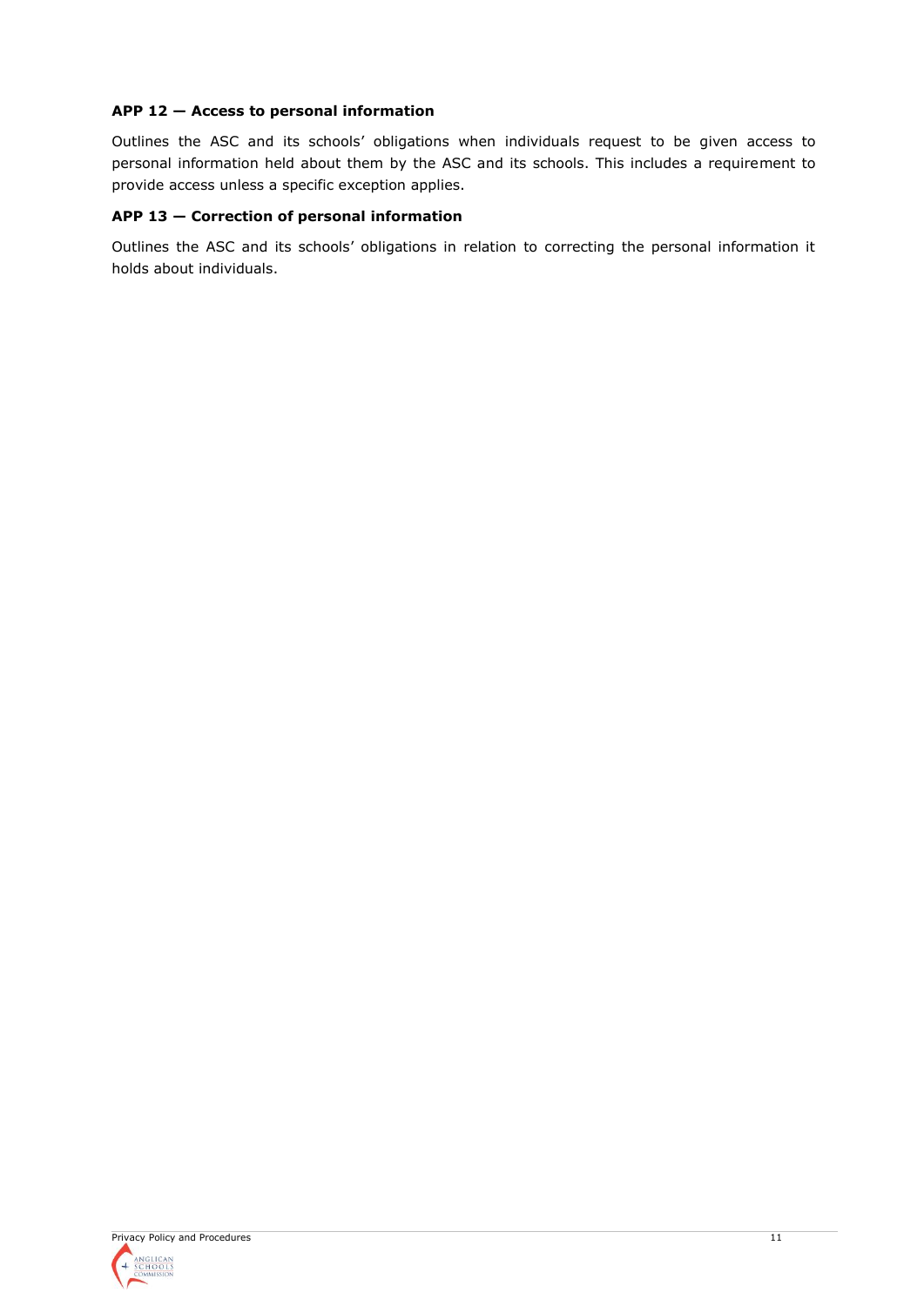### APP 12 — Access to personal information

Outlines the ASC and its schools' obligations when individuals request to be given access to personal information held about them by the ASC and its schools. This includes a requirement to provide access unless a specific exception applies.

### APP 13 — Correction of personal information

Outlines the ASC and its schools' obligations in relation to correcting the personal information it holds about individuals.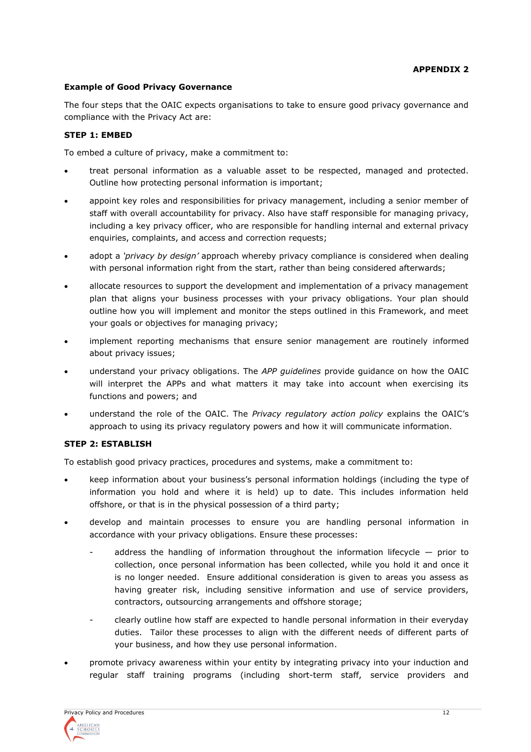**APPENDIX 2**

**Example of Good Privacy Governance**

The four steps that the OAIC expects organisations to take to ensure good privacy governance and compliance with the Privacy Act are:

**STEP 1: EMBED**

To embed a culture of privacy, make a commitment to:

- treat personal information as a valuable asset to be respected, managed and protected. Outline how protecting personal information is important;
- appoint key roles and responsibilities for privacy management, including a senior member of staff with overall accountability for privacy. Also have staff responsible for managing privacy, including a key privacy officer, who are responsible for handling internal and external privacy enquiries, complaints, and access and correction requests;
- adopt a *'privacy by design'* approach whereby privacy compliance is considered when dealing with personal information right from the start, rather than being considered afterwards;
- allocate resources to support the development and implementation of a privacy management plan that aligns your business processes with your privacy obligations. Your plan should outline how you will implement and monitor the steps outlined in this Framework, and meet your goals or objectives for managing privacy;
- implement reporting mechanisms that ensure senior management are routinely informed about privacy issues;
- understand your privacy obligations. The *APP guidelines* provide guidance on how the OAIC will interpret the APPs and what matters it may take into account when exercising its functions and powers; and
- understand the role of the OAIC. The *Privacy regulatory action policy* explains the OAIC's approach to using its privacy regulatory powers and how it will communicate information.

**STEP 2: ESTABLISH**

To establish good privacy practices, procedures and systems, make a commitment to:

- keep information about your business's personal information holdings (including the type of information you hold and where it is held) up to date. This includes information held offshore, or that is in the physical possession of a third party;
- develop and maintain processes to ensure you are handling personal information in accordance with your privacy obligations. Ensure these processes:
  - address the handling of information throughout the information lifecycle — prior to collection, once personal information has been collected, while you hold it and once it is no longer needed. Ensure additional consideration is given to areas you assess as having greater risk, including sensitive information and use of service providers, contractors, outsourcing arrangements and offshore storage;
  - clearly outline how staff are expected to handle personal information in their everyday duties. Tailor these processes to align with the different needs of different parts of your business, and how they use personal information.
- promote privacy awareness within your entity by integrating privacy into your induction and regular staff training programs (including short-term staff, service providers and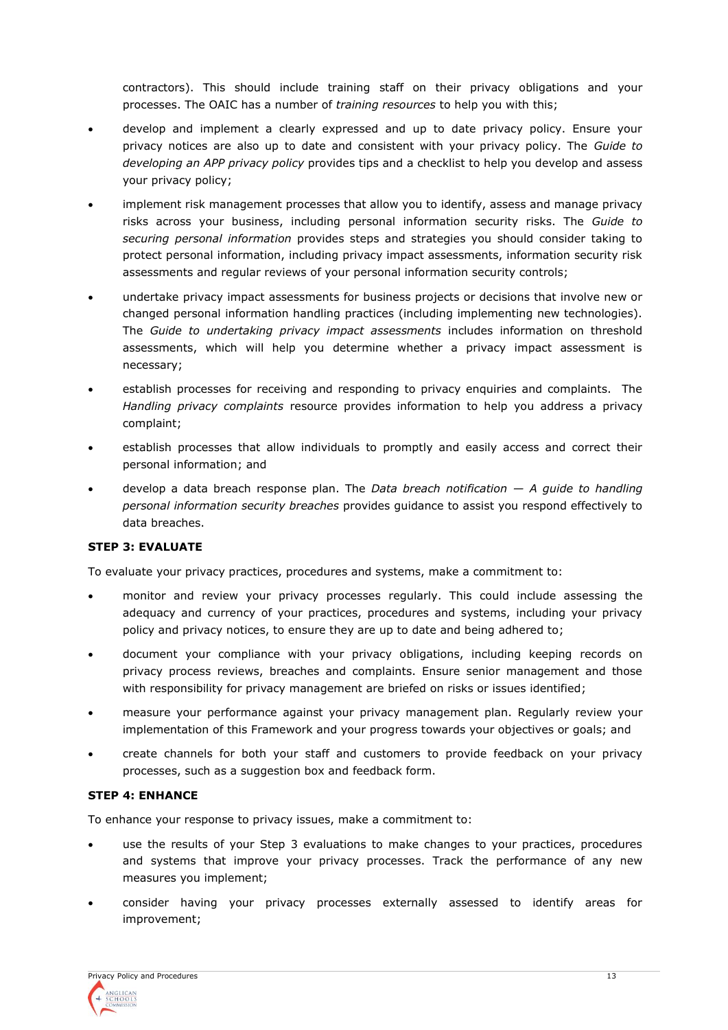contractors). This should include training staff on their privacy obligations and your processes. The OAIC has a number of *training resources* to help you with this;

- develop and implement a clearly expressed and up to date privacy policy. Ensure your privacy notices are also up to date and consistent with your privacy policy. The *Guide to developing an APP privacy policy* provides tips and a checklist to help you develop and assess your privacy policy;
- implement risk management processes that allow you to identify, assess and manage privacy risks across your business, including personal information security risks. The *Guide to securing personal information* provides steps and strategies you should consider taking to protect personal information, including privacy impact assessments, information security risk assessments and regular reviews of your personal information security controls;
- undertake privacy impact assessments for business projects or decisions that involve new or changed personal information handling practices (including implementing new technologies). The *Guide to undertaking privacy impact assessments* includes information on threshold assessments, which will help you determine whether a privacy impact assessment is necessary;
- establish processes for receiving and responding to privacy enquiries and complaints. The *Handling privacy complaints* resource provides information to help you address a privacy complaint;
- establish processes that allow individuals to promptly and easily access and correct their personal information; and
- develop a data breach response plan. The *Data breach notification — A guide to handling personal information security breaches* provides guidance to assist you respond effectively to data breaches.

**STEP 3: EVALUATE**

To evaluate your privacy practices, procedures and systems, make a commitment to:

- monitor and review your privacy processes regularly. This could include assessing the adequacy and currency of your practices, procedures and systems, including your privacy policy and privacy notices, to ensure they are up to date and being adhered to;
- document your compliance with your privacy obligations, including keeping records on privacy process reviews, breaches and complaints. Ensure senior management and those with responsibility for privacy management are briefed on risks or issues identified;
- measure your performance against your privacy management plan. Regularly review your implementation of this Framework and your progress towards your objectives or goals; and
- create channels for both your staff and customers to provide feedback on your privacy processes, such as a suggestion box and feedback form.

**STEP 4: ENHANCE**

To enhance your response to privacy issues, make a commitment to:

- use the results of your Step 3 evaluations to make changes to your practices, procedures and systems that improve your privacy processes. Track the performance of any new measures you implement;
- consider having your privacy processes externally assessed to identify areas for improvement;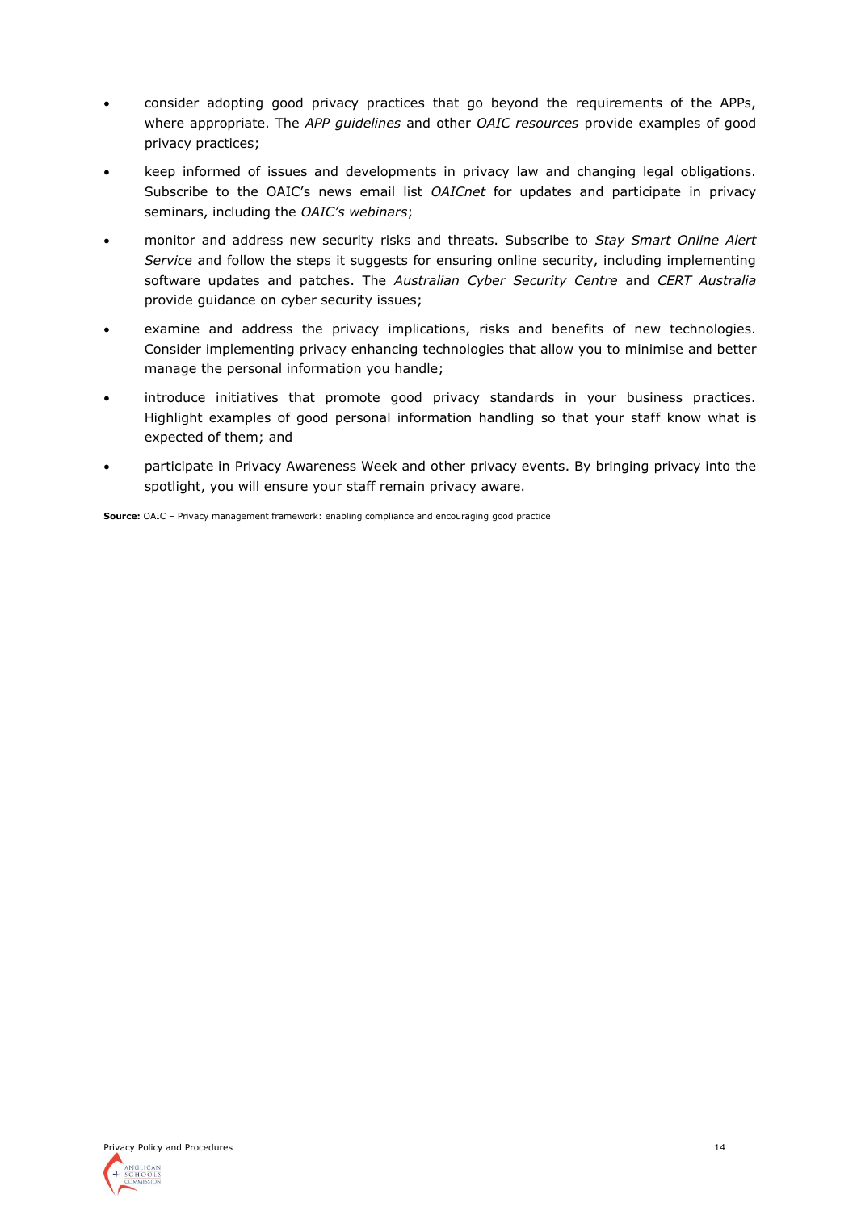- consider adopting good privacy practices that go beyond the requirements of the APPs, where appropriate. The *APP guidelines* and other *OAIC resources* provide examples of good privacy practices;
- keep informed of issues and developments in privacy law and changing legal obligations. Subscribe to the OAIC's news email list *OAICnet* for updates and participate in privacy seminars, including the *OAIC's webinars*;
- monitor and address new security risks and threats. Subscribe to *Stay Smart Online Alert Service* and follow the steps it suggests for ensuring online security, including implementing software updates and patches. The *Australian Cyber Security Centre* and *CERT Australia* provide guidance on cyber security issues;
- examine and address the privacy implications, risks and benefits of new technologies. Consider implementing privacy enhancing technologies that allow you to minimise and better manage the personal information you handle;
- introduce initiatives that promote good privacy standards in your business practices. Highlight examples of good personal information handling so that your staff know what is expected of them; and
- participate in Privacy Awareness Week and other privacy events. By bringing privacy into the spotlight, you will ensure your staff remain privacy aware.

**Source:** OAIC – Privacy management framework: enabling compliance and encouraging good practice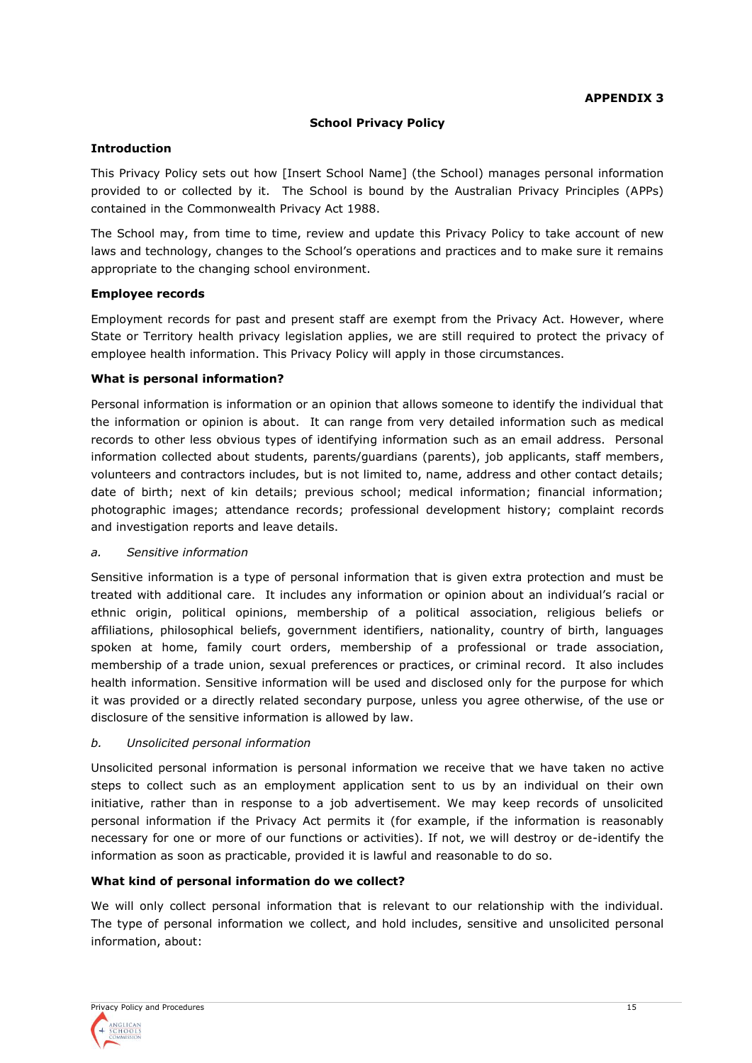**APPENDIX 3**

## School Privacy Policy

### Introduction

This Privacy Policy sets out how [Insert School Name] (the School) manages personal information provided to or collected by it. The School is bound by the Australian Privacy Principles (APPs) contained in the Commonwealth Privacy Act 1988.

The School may, from time to time, review and update this Privacy Policy to take account of new laws and technology, changes to the School's operations and practices and to make sure it remains appropriate to the changing school environment.

### Employee records

Employment records for past and present staff are exempt from the Privacy Act. However, where State or Territory health privacy legislation applies, we are still required to protect the privacy of employee health information. This Privacy Policy will apply in those circumstances.

### What is personal information?

Personal information is information or an opinion that allows someone to identify the individual that the information or opinion is about. It can range from very detailed information such as medical records to other less obvious types of identifying information such as an email address. Personal information collected about students, parents/guardians (parents), job applicants, staff members, volunteers and contractors includes, but is not limited to, name, address and other contact details; date of birth; next of kin details; previous school; medical information; financial information; photographic images; attendance records; professional development history; complaint records and investigation reports and leave details.

*a. Sensitive information*

Sensitive information is a type of personal information that is given extra protection and must be treated with additional care. It includes any information or opinion about an individual's racial or ethnic origin, political opinions, membership of a political association, religious beliefs or affiliations, philosophical beliefs, government identifiers, nationality, country of birth, languages spoken at home, family court orders, membership of a professional or trade association, membership of a trade union, sexual preferences or practices, or criminal record. It also includes health information. Sensitive information will be used and disclosed only for the purpose for which it was provided or a directly related secondary purpose, unless you agree otherwise, of the use or disclosure of the sensitive information is allowed by law.

*b. Unsolicited personal information*

Unsolicited personal information is personal information we receive that we have taken no active steps to collect such as an employment application sent to us by an individual on their own initiative, rather than in response to a job advertisement. We may keep records of unsolicited personal information if the Privacy Act permits it (for example, if the information is reasonably necessary for one or more of our functions or activities). If not, we will destroy or de-identify the information as soon as practicable, provided it is lawful and reasonable to do so.

### What kind of personal information do we collect?

We will only collect personal information that is relevant to our relationship with the individual. The type of personal information we collect, and hold includes, sensitive and unsolicited personal information, about: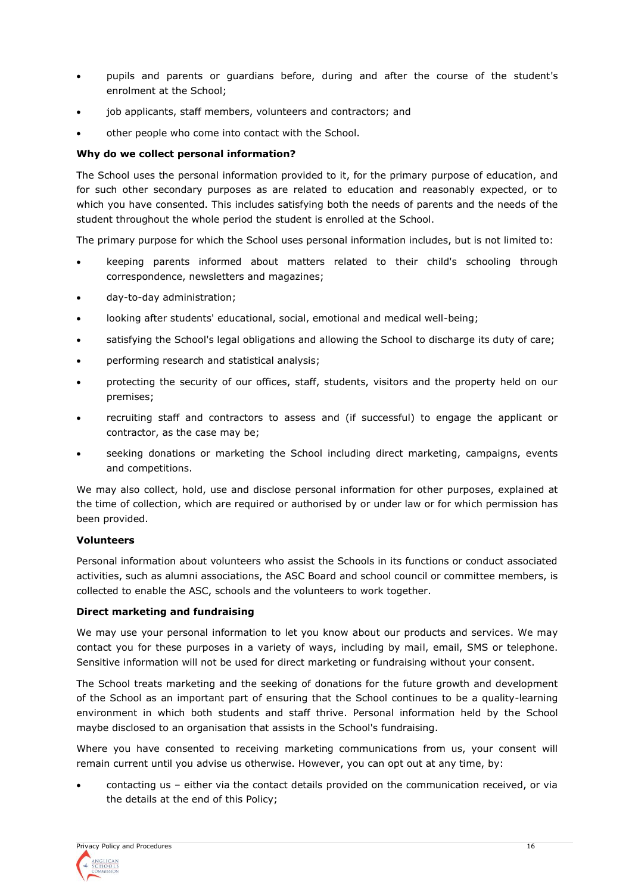- pupils and parents or guardians before, during and after the course of the student's enrolment at the School;
- job applicants, staff members, volunteers and contractors; and
- other people who come into contact with the School.

**Why do we collect personal information?**

The School uses the personal information provided to it, for the primary purpose of education, and for such other secondary purposes as are related to education and reasonably expected, or to which you have consented. This includes satisfying both the needs of parents and the needs of the student throughout the whole period the student is enrolled at the School.

The primary purpose for which the School uses personal information includes, but is not limited to:

- keeping parents informed about matters related to their child's schooling through correspondence, newsletters and magazines;
- day-to-day administration;
- looking after students' educational, social, emotional and medical well-being;
- satisfying the School's legal obligations and allowing the School to discharge its duty of care;
- performing research and statistical analysis;
- protecting the security of our offices, staff, students, visitors and the property held on our premises;
- recruiting staff and contractors to assess and (if successful) to engage the applicant or contractor, as the case may be;
- seeking donations or marketing the School including direct marketing, campaigns, events and competitions.

We may also collect, hold, use and disclose personal information for other purposes, explained at the time of collection, which are required or authorised by or under law or for which permission has been provided.

**Volunteers**

Personal information about volunteers who assist the Schools in its functions or conduct associated activities, such as alumni associations, the ASC Board and school council or committee members, is collected to enable the ASC, schools and the volunteers to work together.

**Direct marketing and fundraising**

We may use your personal information to let you know about our products and services. We may contact you for these purposes in a variety of ways, including by mail, email, SMS or telephone. Sensitive information will not be used for direct marketing or fundraising without your consent.

The School treats marketing and the seeking of donations for the future growth and development of the School as an important part of ensuring that the School continues to be a quality-learning environment in which both students and staff thrive. Personal information held by the School maybe disclosed to an organisation that assists in the School's fundraising.

Where you have consented to receiving marketing communications from us, your consent will remain current until you advise us otherwise. However, you can opt out at any time, by:

- contacting us – either via the contact details provided on the communication received, or via the details at the end of this Policy;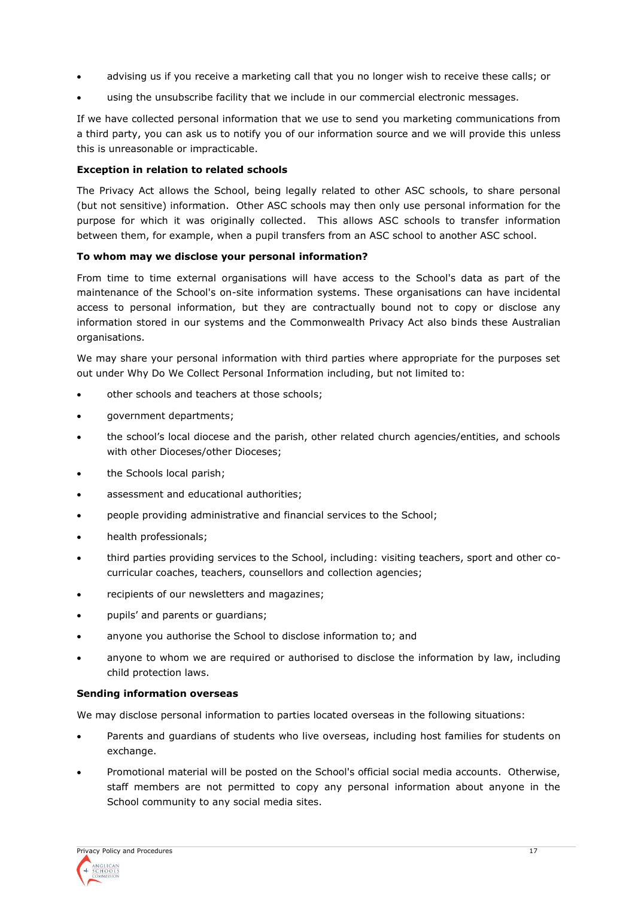- advising us if you receive a marketing call that you no longer wish to receive these calls; or
- using the unsubscribe facility that we include in our commercial electronic messages.

If we have collected personal information that we use to send you marketing communications from a third party, you can ask us to notify you of our information source and we will provide this unless this is unreasonable or impracticable.

**Exception in relation to related schools**

The Privacy Act allows the School, being legally related to other ASC schools, to share personal (but not sensitive) information. Other ASC schools may then only use personal information for the purpose for which it was originally collected. This allows ASC schools to transfer information between them, for example, when a pupil transfers from an ASC school to another ASC school.

**To whom may we disclose your personal information?**

From time to time external organisations will have access to the School's data as part of the maintenance of the School's on-site information systems. These organisations can have incidental access to personal information, but they are contractually bound not to copy or disclose any information stored in our systems and the Commonwealth Privacy Act also binds these Australian organisations.

We may share your personal information with third parties where appropriate for the purposes set out under Why Do We Collect Personal Information including, but not limited to:

- other schools and teachers at those schools;
- government departments;
- the school's local diocese and the parish, other related church agencies/entities, and schools with other Dioceses/other Dioceses;
- the Schools local parish;
- assessment and educational authorities;
- people providing administrative and financial services to the School;
- health professionals;
- third parties providing services to the School, including: visiting teachers, sport and other co-curricular coaches, teachers, counsellors and collection agencies;
- recipients of our newsletters and magazines;
- pupils' and parents or guardians;
- anyone you authorise the School to disclose information to; and
- anyone to whom we are required or authorised to disclose the information by law, including child protection laws.

**Sending information overseas**

We may disclose personal information to parties located overseas in the following situations:

- Parents and guardians of students who live overseas, including host families for students on exchange.
- Promotional material will be posted on the School's official social media accounts. Otherwise, staff members are not permitted to copy any personal information about anyone in the School community to any social media sites.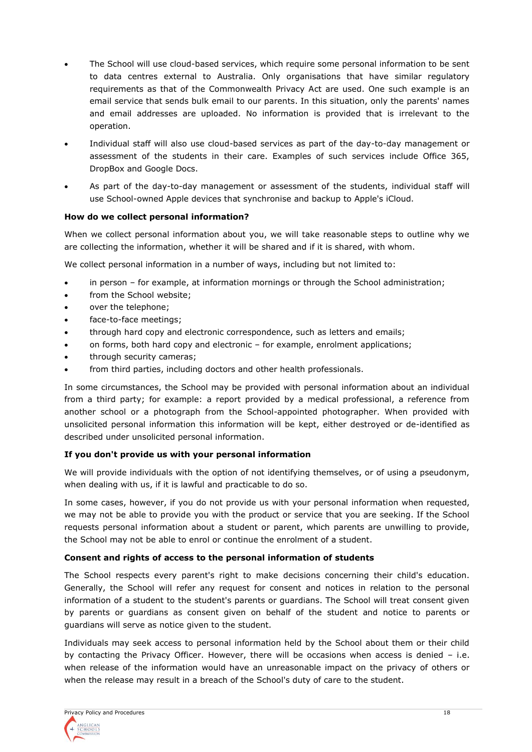- The School will use cloud-based services, which require some personal information to be sent to data centres external to Australia. Only organisations that have similar regulatory requirements as that of the Commonwealth Privacy Act are used. One such example is an email service that sends bulk email to our parents. In this situation, only the parents' names and email addresses are uploaded. No information is provided that is irrelevant to the operation.
- Individual staff will also use cloud-based services as part of the day-to-day management or assessment of the students in their care. Examples of such services include Office 365, DropBox and Google Docs.
- As part of the day-to-day management or assessment of the students, individual staff will use School-owned Apple devices that synchronise and backup to Apple's iCloud.

**How do we collect personal information?**

When we collect personal information about you, we will take reasonable steps to outline why we are collecting the information, whether it will be shared and if it is shared, with whom.

We collect personal information in a number of ways, including but not limited to:

- in person – for example, at information mornings or through the School administration;
- from the School website;
- over the telephone;
- face-to-face meetings;
- through hard copy and electronic correspondence, such as letters and emails;
- on forms, both hard copy and electronic – for example, enrolment applications;
- through security cameras;
- from third parties, including doctors and other health professionals.

In some circumstances, the School may be provided with personal information about an individual from a third party; for example: a report provided by a medical professional, a reference from another school or a photograph from the School-appointed photographer. When provided with unsolicited personal information this information will be kept, either destroyed or de-identified as described under unsolicited personal information.

**If you don't provide us with your personal information**

We will provide individuals with the option of not identifying themselves, or of using a pseudonym, when dealing with us, if it is lawful and practicable to do so.

In some cases, however, if you do not provide us with your personal information when requested, we may not be able to provide you with the product or service that you are seeking. If the School requests personal information about a student or parent, which parents are unwilling to provide, the School may not be able to enrol or continue the enrolment of a student.

**Consent and rights of access to the personal information of students**

The School respects every parent's right to make decisions concerning their child's education. Generally, the School will refer any request for consent and notices in relation to the personal information of a student to the student's parents or guardians. The School will treat consent given by parents or guardians as consent given on behalf of the student and notice to parents or guardians will serve as notice given to the student.

Individuals may seek access to personal information held by the School about them or their child by contacting the Privacy Officer. However, there will be occasions when access is denied – i.e. when release of the information would have an unreasonable impact on the privacy of others or when the release may result in a breach of the School's duty of care to the student.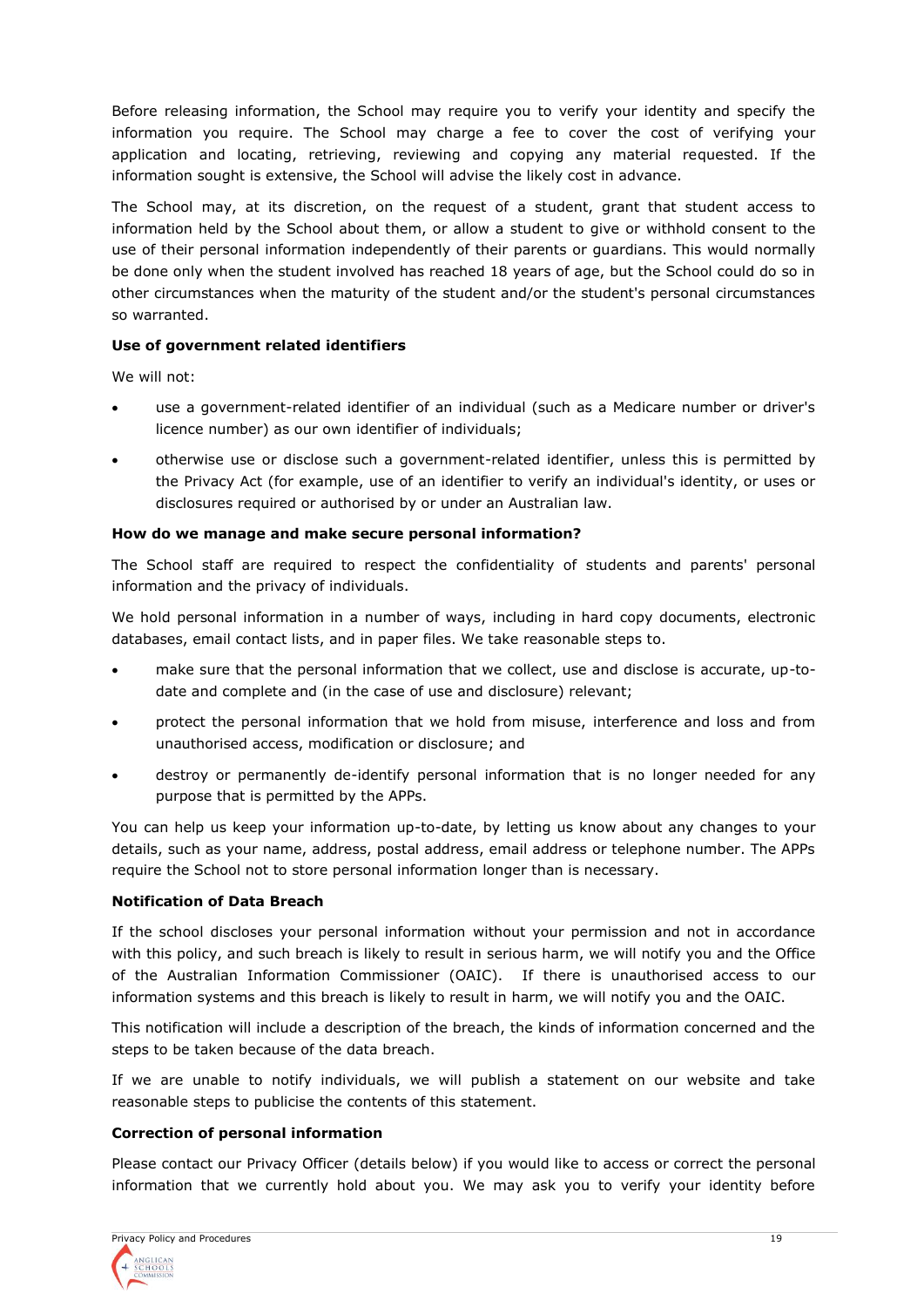Before releasing information, the School may require you to verify your identity and specify the information you require. The School may charge a fee to cover the cost of verifying your application and locating, retrieving, reviewing and copying any material requested. If the information sought is extensive, the School will advise the likely cost in advance.

The School may, at its discretion, on the request of a student, grant that student access to information held by the School about them, or allow a student to give or withhold consent to the use of their personal information independently of their parents or guardians. This would normally be done only when the student involved has reached 18 years of age, but the School could do so in other circumstances when the maturity of the student and/or the student's personal circumstances so warranted.

**Use of government related identifiers**

We will not:

- use a government-related identifier of an individual (such as a Medicare number or driver's licence number) as our own identifier of individuals;
- otherwise use or disclose such a government-related identifier, unless this is permitted by the Privacy Act (for example, use of an identifier to verify an individual's identity, or uses or disclosures required or authorised by or under an Australian law.

**How do we manage and make secure personal information?**

The School staff are required to respect the confidentiality of students and parents' personal information and the privacy of individuals.

We hold personal information in a number of ways, including in hard copy documents, electronic databases, email contact lists, and in paper files. We take reasonable steps to.

- make sure that the personal information that we collect, use and disclose is accurate, up-to-date and complete and (in the case of use and disclosure) relevant;
- protect the personal information that we hold from misuse, interference and loss and from unauthorised access, modification or disclosure; and
- destroy or permanently de-identify personal information that is no longer needed for any purpose that is permitted by the APPs.

You can help us keep your information up-to-date, by letting us know about any changes to your details, such as your name, address, postal address, email address or telephone number. The APPs require the School not to store personal information longer than is necessary.

**Notification of Data Breach**

If the school discloses your personal information without your permission and not in accordance with this policy, and such breach is likely to result in serious harm, we will notify you and the Office of the Australian Information Commissioner (OAIC). If there is unauthorised access to our information systems and this breach is likely to result in harm, we will notify you and the OAIC.

This notification will include a description of the breach, the kinds of information concerned and the steps to be taken because of the data breach.

If we are unable to notify individuals, we will publish a statement on our website and take reasonable steps to publicise the contents of this statement.

**Correction of personal information**

Please contact our Privacy Officer (details below) if you would like to access or correct the personal information that we currently hold about you. We may ask you to verify your identity before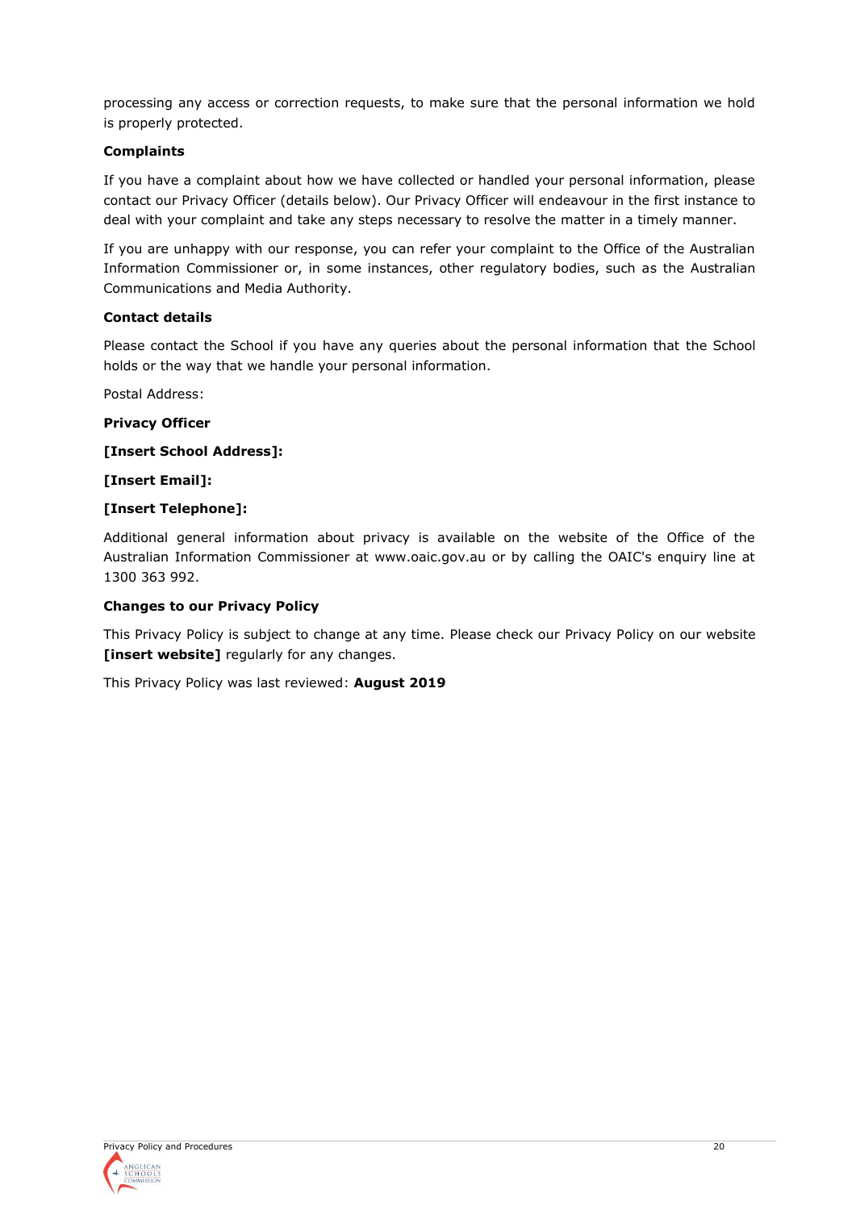processing any access or correction requests, to make sure that the personal information we hold is properly protected.

**Complaints**

If you have a complaint about how we have collected or handled your personal information, please contact our Privacy Officer (details below). Our Privacy Officer will endeavour in the first instance to deal with your complaint and take any steps necessary to resolve the matter in a timely manner.

If you are unhappy with our response, you can refer your complaint to the Office of the Australian Information Commissioner or, in some instances, other regulatory bodies, such as the Australian Communications and Media Authority.

**Contact details**

Please contact the School if you have any queries about the personal information that the School holds or the way that we handle your personal information.

Postal Address:

**Privacy Officer**

**[Insert School Address]:**

**[Insert Email]:**

**[Insert Telephone]:**

Additional general information about privacy is available on the website of the Office of the Australian Information Commissioner at www.oaic.gov.au or by calling the OAIC's enquiry line at 1300 363 992.

**Changes to our Privacy Policy**

This Privacy Policy is subject to change at any time. Please check our Privacy Policy on our website **[insert website]** regularly for any changes.

This Privacy Policy was last reviewed: **August 2019**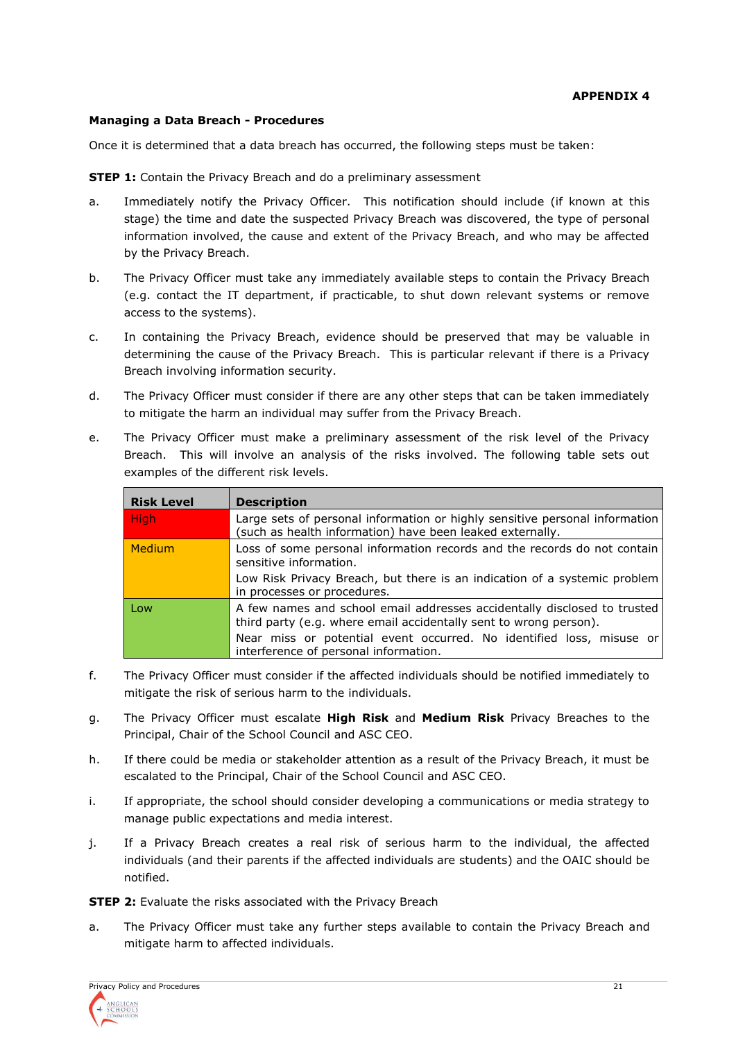**APPENDIX 4**

**Managing a Data Breach - Procedures**

Once it is determined that a data breach has occurred, the following steps must be taken:

**STEP 1:** Contain the Privacy Breach and do a preliminary assessment

a. Immediately notify the Privacy Officer. This notification should include (if known at this stage) the time and date the suspected Privacy Breach was discovered, the type of personal information involved, the cause and extent of the Privacy Breach, and who may be affected by the Privacy Breach.

b. The Privacy Officer must take any immediately available steps to contain the Privacy Breach (e.g. contact the IT department, if practicable, to shut down relevant systems or remove access to the systems).

c. In containing the Privacy Breach, evidence should be preserved that may be valuable in determining the cause of the Privacy Breach. This is particular relevant if there is a Privacy Breach involving information security.

d. The Privacy Officer must consider if there are any other steps that can be taken immediately to mitigate the harm an individual may suffer from the Privacy Breach.

e. The Privacy Officer must make a preliminary assessment of the risk level of the Privacy Breach. This will involve an analysis of the risks involved. The following table sets out examples of the different risk levels.

| Risk Level | Description |
|---|---|
| High | Large sets of personal information or highly sensitive personal information (such as health information) have been leaked externally. |
| Medium | Loss of some personal information records and the records do not contain sensitive information.<br>Low Risk Privacy Breach, but there is an indication of a systemic problem in processes or procedures. |
| Low | A few names and school email addresses accidentally disclosed to trusted third party (e.g. where email accidentally sent to wrong person).<br>Near miss or potential event occurred. No identified loss, misuse or interference of personal information. |

f. The Privacy Officer must consider if the affected individuals should be notified immediately to mitigate the risk of serious harm to the individuals.

g. The Privacy Officer must escalate **High Risk** and **Medium Risk** Privacy Breaches to the Principal, Chair of the School Council and ASC CEO.

h. If there could be media or stakeholder attention as a result of the Privacy Breach, it must be escalated to the Principal, Chair of the School Council and ASC CEO.

i. If appropriate, the school should consider developing a communications or media strategy to manage public expectations and media interest.

j. If a Privacy Breach creates a real risk of serious harm to the individual, the affected individuals (and their parents if the affected individuals are students) and the OAIC should be notified.

**STEP 2:** Evaluate the risks associated with the Privacy Breach

a. The Privacy Officer must take any further steps available to contain the Privacy Breach and mitigate harm to affected individuals.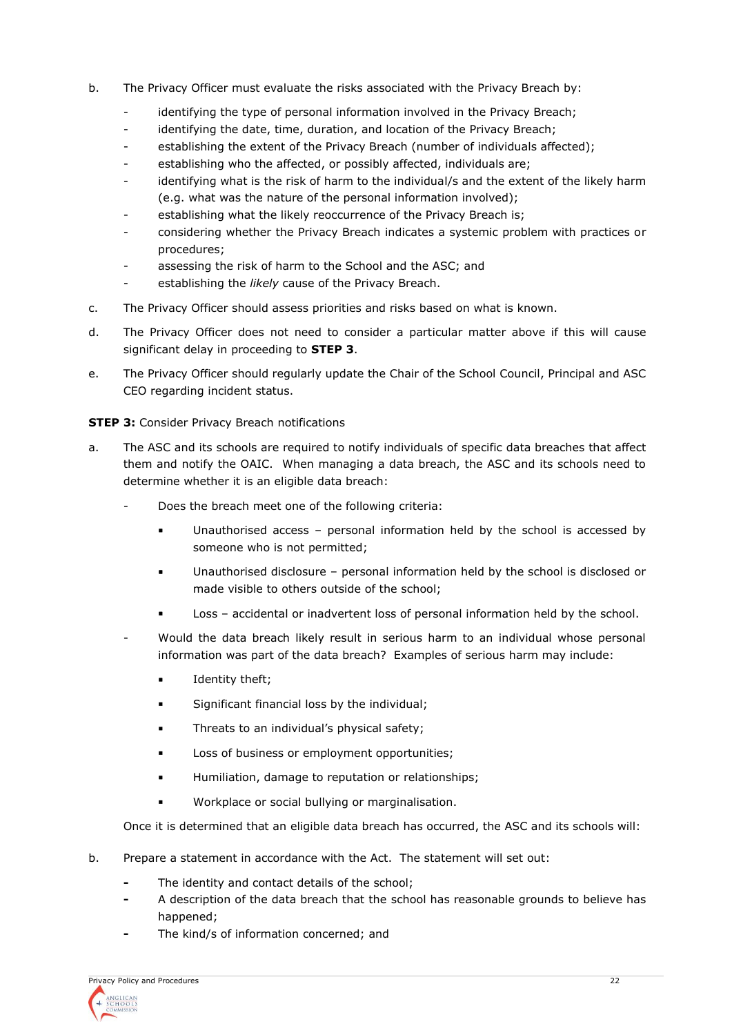b. The Privacy Officer must evaluate the risks associated with the Privacy Breach by:

- identifying the type of personal information involved in the Privacy Breach;
- identifying the date, time, duration, and location of the Privacy Breach;
- establishing the extent of the Privacy Breach (number of individuals affected);
- establishing who the affected, or possibly affected, individuals are;
- identifying what is the risk of harm to the individual/s and the extent of the likely harm (e.g. what was the nature of the personal information involved);
- establishing what the likely reoccurrence of the Privacy Breach is;
- considering whether the Privacy Breach indicates a systemic problem with practices or procedures;
- assessing the risk of harm to the School and the ASC; and
- establishing the *likely* cause of the Privacy Breach.

c. The Privacy Officer should assess priorities and risks based on what is known.

d. The Privacy Officer does not need to consider a particular matter above if this will cause significant delay in proceeding to **STEP 3**.

e. The Privacy Officer should regularly update the Chair of the School Council, Principal and ASC CEO regarding incident status.

**STEP 3:** Consider Privacy Breach notifications

a. The ASC and its schools are required to notify individuals of specific data breaches that affect them and notify the OAIC. When managing a data breach, the ASC and its schools need to determine whether it is an eligible data breach:

- Does the breach meet one of the following criteria:
  - Unauthorised access – personal information held by the school is accessed by someone who is not permitted;
  - Unauthorised disclosure – personal information held by the school is disclosed or made visible to others outside of the school;
  - Loss – accidental or inadvertent loss of personal information held by the school.
- Would the data breach likely result in serious harm to an individual whose personal information was part of the data breach? Examples of serious harm may include:
  - Identity theft;
  - Significant financial loss by the individual;
  - Threats to an individual's physical safety;
  - Loss of business or employment opportunities;
  - Humiliation, damage to reputation or relationships;
  - Workplace or social bullying or marginalisation.

Once it is determined that an eligible data breach has occurred, the ASC and its schools will:

b. Prepare a statement in accordance with the Act. The statement will set out:

- The identity and contact details of the school;
- A description of the data breach that the school has reasonable grounds to believe has happened;
- The kind/s of information concerned; and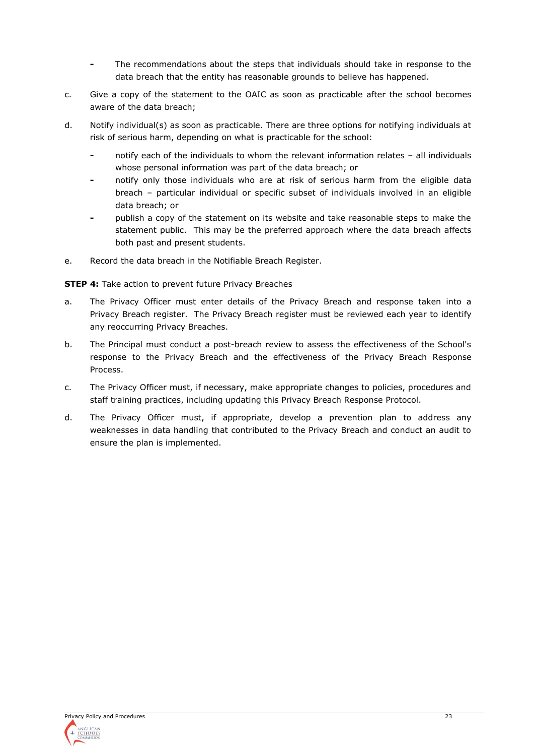- The recommendations about the steps that individuals should take in response to the data breach that the entity has reasonable grounds to believe has happened.

c. Give a copy of the statement to the OAIC as soon as practicable after the school becomes aware of the data breach;

d. Notify individual(s) as soon as practicable. There are three options for notifying individuals at risk of serious harm, depending on what is practicable for the school:

   - notify each of the individuals to whom the relevant information relates – all individuals whose personal information was part of the data breach; or
   - notify only those individuals who are at risk of serious harm from the eligible data breach – particular individual or specific subset of individuals involved in an eligible data breach; or
   - publish a copy of the statement on its website and take reasonable steps to make the statement public. This may be the preferred approach where the data breach affects both past and present students.

e. Record the data breach in the Notifiable Breach Register.

**STEP 4:** Take action to prevent future Privacy Breaches

a. The Privacy Officer must enter details of the Privacy Breach and response taken into a Privacy Breach register. The Privacy Breach register must be reviewed each year to identify any reoccurring Privacy Breaches.

b. The Principal must conduct a post-breach review to assess the effectiveness of the School's response to the Privacy Breach and the effectiveness of the Privacy Breach Response Process.

c. The Privacy Officer must, if necessary, make appropriate changes to policies, procedures and staff training practices, including updating this Privacy Breach Response Protocol.

d. The Privacy Officer must, if appropriate, develop a prevention plan to address any weaknesses in data handling that contributed to the Privacy Breach and conduct an audit to ensure the plan is implemented.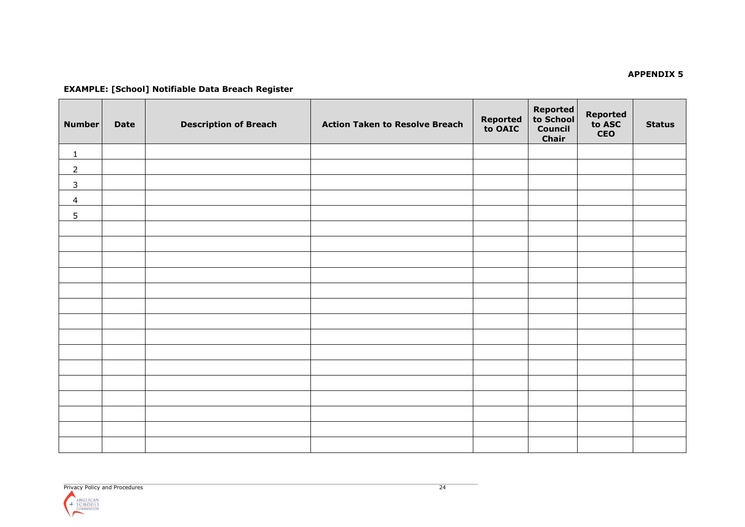**APPENDIX 5**

**EXAMPLE: [School] Notifiable Data Breach Register**

| Number | Date | Description of Breach | Action Taken to Resolve Breach | Reported to OAIC | Reported to School Council Chair | Reported to ASC CEO | Status |
|---|---|---|---|---|---|---|---|
| 1 | | | | | | | |
| 2 | | | | | | | |
| 3 | | | | | | | |
| 4 | | | | | | | |
| 5 | | | | | | | |
| | | | | | | | |
| | | | | | | | |
| | | | | | | | |
| | | | | | | | |
| | | | | | | | |
| | | | | | | | |
| | | | | | | | |
| | | | | | | | |
| | | | | | | | |
| | | | | | | | |
| | | | | | | | |
| | | | | | | | |
| | | | | | | | |
| | | | | | | | |
| | | | | | | | |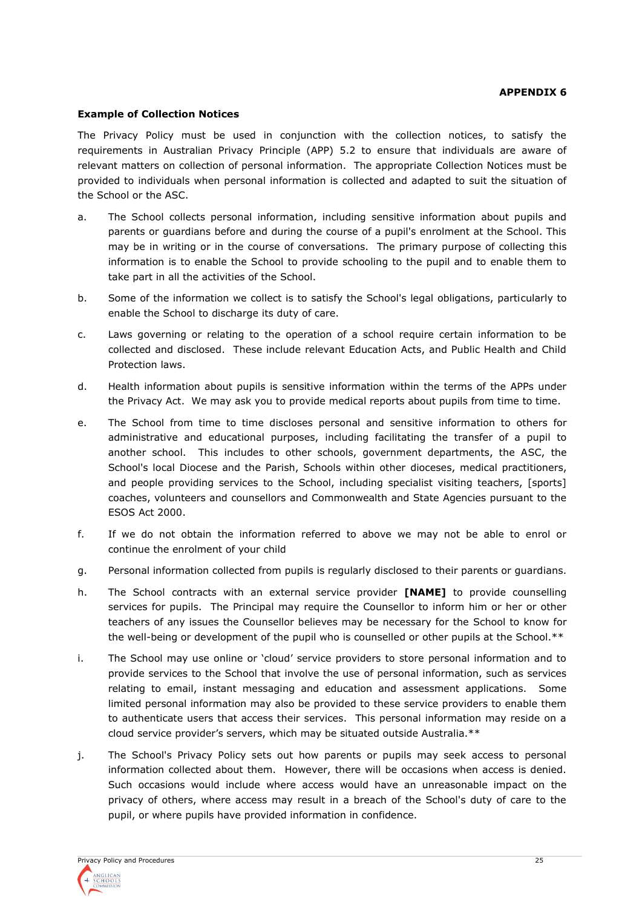**APPENDIX 6**

**Example of Collection Notices**

The Privacy Policy must be used in conjunction with the collection notices, to satisfy the requirements in Australian Privacy Principle (APP) 5.2 to ensure that individuals are aware of relevant matters on collection of personal information. The appropriate Collection Notices must be provided to individuals when personal information is collected and adapted to suit the situation of the School or the ASC.

a. The School collects personal information, including sensitive information about pupils and parents or guardians before and during the course of a pupil's enrolment at the School. This may be in writing or in the course of conversations. The primary purpose of collecting this information is to enable the School to provide schooling to the pupil and to enable them to take part in all the activities of the School.

b. Some of the information we collect is to satisfy the School's legal obligations, particularly to enable the School to discharge its duty of care.

c. Laws governing or relating to the operation of a school require certain information to be collected and disclosed. These include relevant Education Acts, and Public Health and Child Protection laws.

d. Health information about pupils is sensitive information within the terms of the APPs under the Privacy Act. We may ask you to provide medical reports about pupils from time to time.

e. The School from time to time discloses personal and sensitive information to others for administrative and educational purposes, including facilitating the transfer of a pupil to another school. This includes to other schools, government departments, the ASC, the School's local Diocese and the Parish, Schools within other dioceses, medical practitioners, and people providing services to the School, including specialist visiting teachers, [sports] coaches, volunteers and counsellors and Commonwealth and State Agencies pursuant to the ESOS Act 2000.

f. If we do not obtain the information referred to above we may not be able to enrol or continue the enrolment of your child

g. Personal information collected from pupils is regularly disclosed to their parents or guardians.

h. The School contracts with an external service provider **[NAME]** to provide counselling services for pupils. The Principal may require the Counsellor to inform him or her or other teachers of any issues the Counsellor believes may be necessary for the School to know for the well-being or development of the pupil who is counselled or other pupils at the School.**

i. The School may use online or 'cloud' service providers to store personal information and to provide services to the School that involve the use of personal information, such as services relating to email, instant messaging and education and assessment applications. Some limited personal information may also be provided to these service providers to enable them to authenticate users that access their services. This personal information may reside on a cloud service provider's servers, which may be situated outside Australia.**

j. The School's Privacy Policy sets out how parents or pupils may seek access to personal information collected about them. However, there will be occasions when access is denied. Such occasions would include where access would have an unreasonable impact on the privacy of others, where access may result in a breach of the School's duty of care to the pupil, or where pupils have provided information in confidence.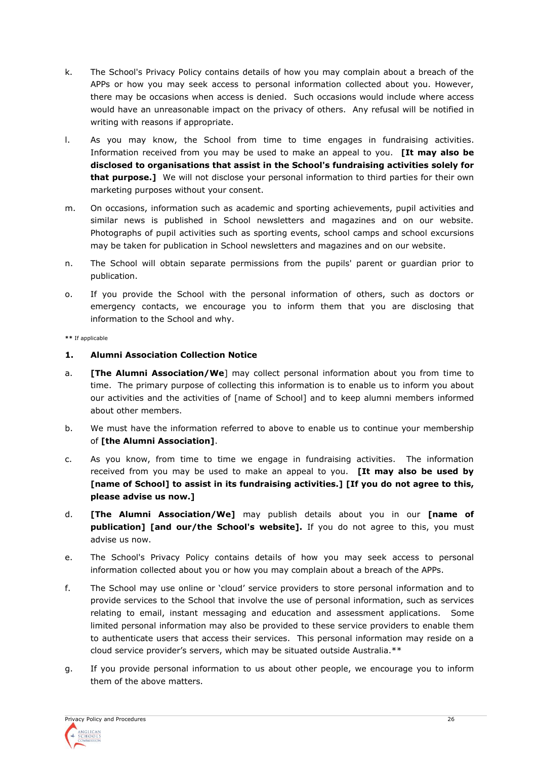k. The School's Privacy Policy contains details of how you may complain about a breach of the APPs or how you may seek access to personal information collected about you. However, there may be occasions when access is denied. Such occasions would include where access would have an unreasonable impact on the privacy of others. Any refusal will be notified in writing with reasons if appropriate.

l. As you may know, the School from time to time engages in fundraising activities. Information received from you may be used to make an appeal to you. **[It may also be disclosed to organisations that assist in the School's fundraising activities solely for that purpose.]** We will not disclose your personal information to third parties for their own marketing purposes without your consent.

m. On occasions, information such as academic and sporting achievements, pupil activities and similar news is published in School newsletters and magazines and on our website. Photographs of pupil activities such as sporting events, school camps and school excursions may be taken for publication in School newsletters and magazines and on our website.

n. The School will obtain separate permissions from the pupils' parent or guardian prior to publication.

o. If you provide the School with the personal information of others, such as doctors or emergency contacts, we encourage you to inform them that you are disclosing that information to the School and why.

** If applicable

## 1. Alumni Association Collection Notice

a. **[The Alumni Association/We**] may collect personal information about you from time to time. The primary purpose of collecting this information is to enable us to inform you about our activities and the activities of [name of School] and to keep alumni members informed about other members.

b. We must have the information referred to above to enable us to continue your membership of **[the Alumni Association]**.

c. As you know, from time to time we engage in fundraising activities. The information received from you may be used to make an appeal to you. **[It may also be used by [name of School] to assist in its fundraising activities.] [If you do not agree to this, please advise us now.]**

d. **[The Alumni Association/We]** may publish details about you in our **[name of publication] [and our/the School's website].** If you do not agree to this, you must advise us now.

e. The School's Privacy Policy contains details of how you may seek access to personal information collected about you or how you may complain about a breach of the APPs.

f. The School may use online or 'cloud' service providers to store personal information and to provide services to the School that involve the use of personal information, such as services relating to email, instant messaging and education and assessment applications. Some limited personal information may also be provided to these service providers to enable them to authenticate users that access their services. This personal information may reside on a cloud service provider's servers, which may be situated outside Australia.**

g. If you provide personal information to us about other people, we encourage you to inform them of the above matters.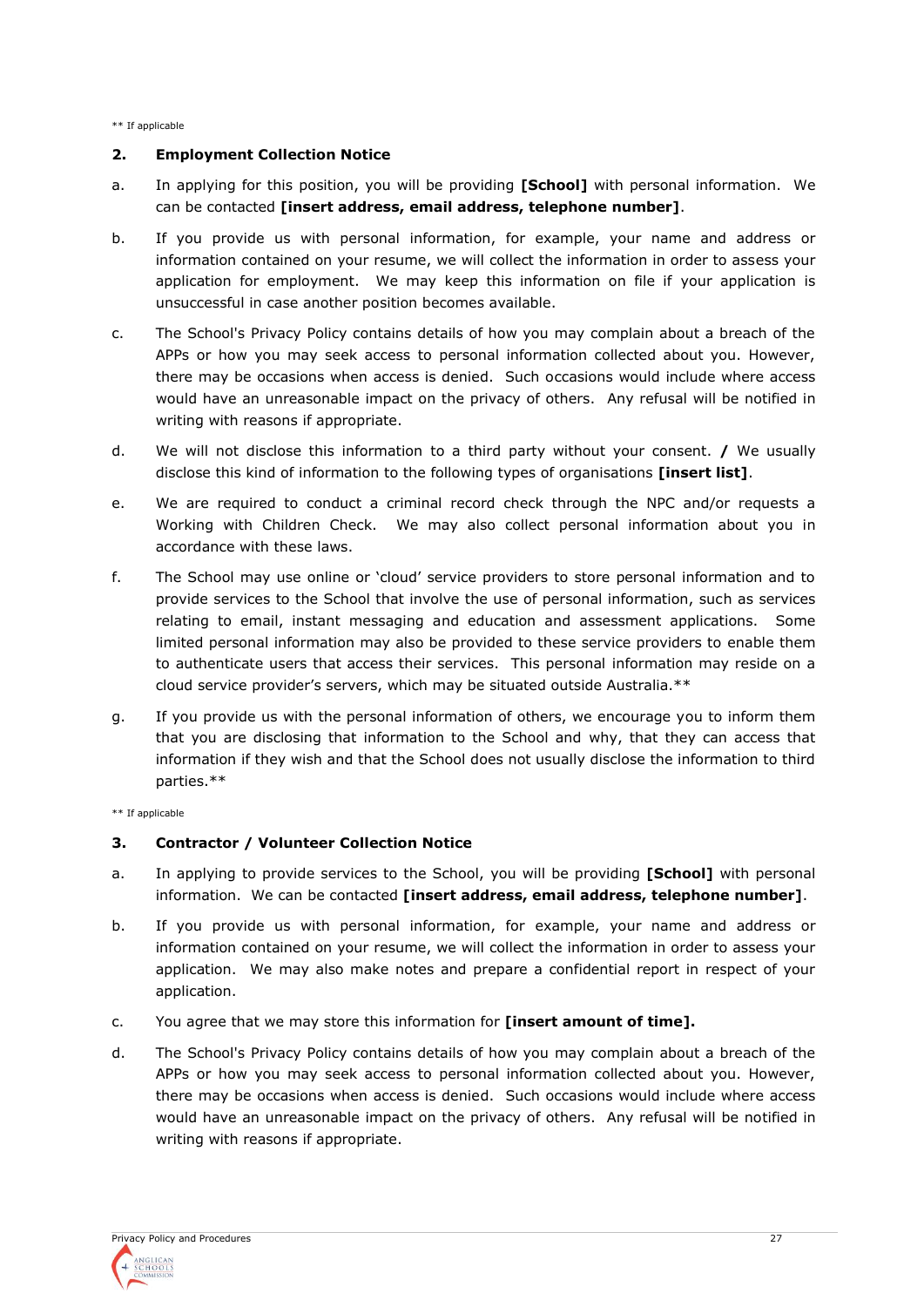** If applicable

## 2. Employment Collection Notice

a. In applying for this position, you will be providing **[School]** with personal information. We can be contacted **[insert address, email address, telephone number]**.

b. If you provide us with personal information, for example, your name and address or information contained on your resume, we will collect the information in order to assess your application for employment. We may keep this information on file if your application is unsuccessful in case another position becomes available.

c. The School's Privacy Policy contains details of how you may complain about a breach of the APPs or how you may seek access to personal information collected about you. However, there may be occasions when access is denied. Such occasions would include where access would have an unreasonable impact on the privacy of others. Any refusal will be notified in writing with reasons if appropriate.

d. We will not disclose this information to a third party without your consent. **/** We usually disclose this kind of information to the following types of organisations **[insert list]**.

e. We are required to conduct a criminal record check through the NPC and/or requests a Working with Children Check. We may also collect personal information about you in accordance with these laws.

f. The School may use online or 'cloud' service providers to store personal information and to provide services to the School that involve the use of personal information, such as services relating to email, instant messaging and education and assessment applications. Some limited personal information may also be provided to these service providers to enable them to authenticate users that access their services. This personal information may reside on a cloud service provider's servers, which may be situated outside Australia.**

g. If you provide us with the personal information of others, we encourage you to inform them that you are disclosing that information to the School and why, that they can access that information if they wish and that the School does not usually disclose the information to third parties.**

** If applicable

## 3. Contractor / Volunteer Collection Notice

a. In applying to provide services to the School, you will be providing **[School]** with personal information. We can be contacted **[insert address, email address, telephone number]**.

b. If you provide us with personal information, for example, your name and address or information contained on your resume, we will collect the information in order to assess your application. We may also make notes and prepare a confidential report in respect of your application.

c. You agree that we may store this information for **[insert amount of time].**

d. The School's Privacy Policy contains details of how you may complain about a breach of the APPs or how you may seek access to personal information collected about you. However, there may be occasions when access is denied. Such occasions would include where access would have an unreasonable impact on the privacy of others. Any refusal will be notified in writing with reasons if appropriate.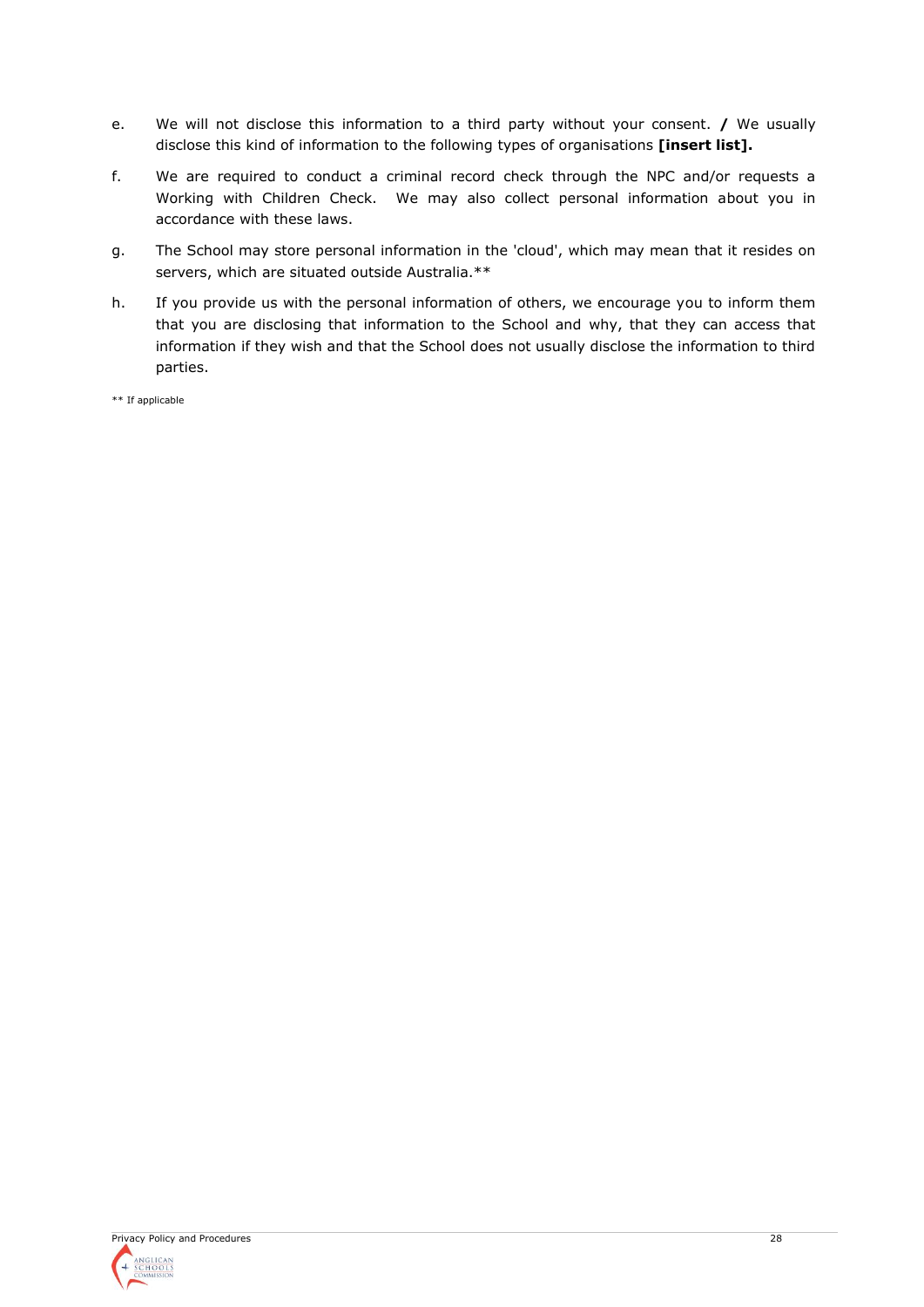e. We will not disclose this information to a third party without your consent. **/** We usually disclose this kind of information to the following types of organisations **[insert list].**

f. We are required to conduct a criminal record check through the NPC and/or requests a Working with Children Check. We may also collect personal information about you in accordance with these laws.

g. The School may store personal information in the 'cloud', which may mean that it resides on servers, which are situated outside Australia.**

h. If you provide us with the personal information of others, we encourage you to inform them that you are disclosing that information to the School and why, that they can access that information if they wish and that the School does not usually disclose the information to third parties.

** If applicable